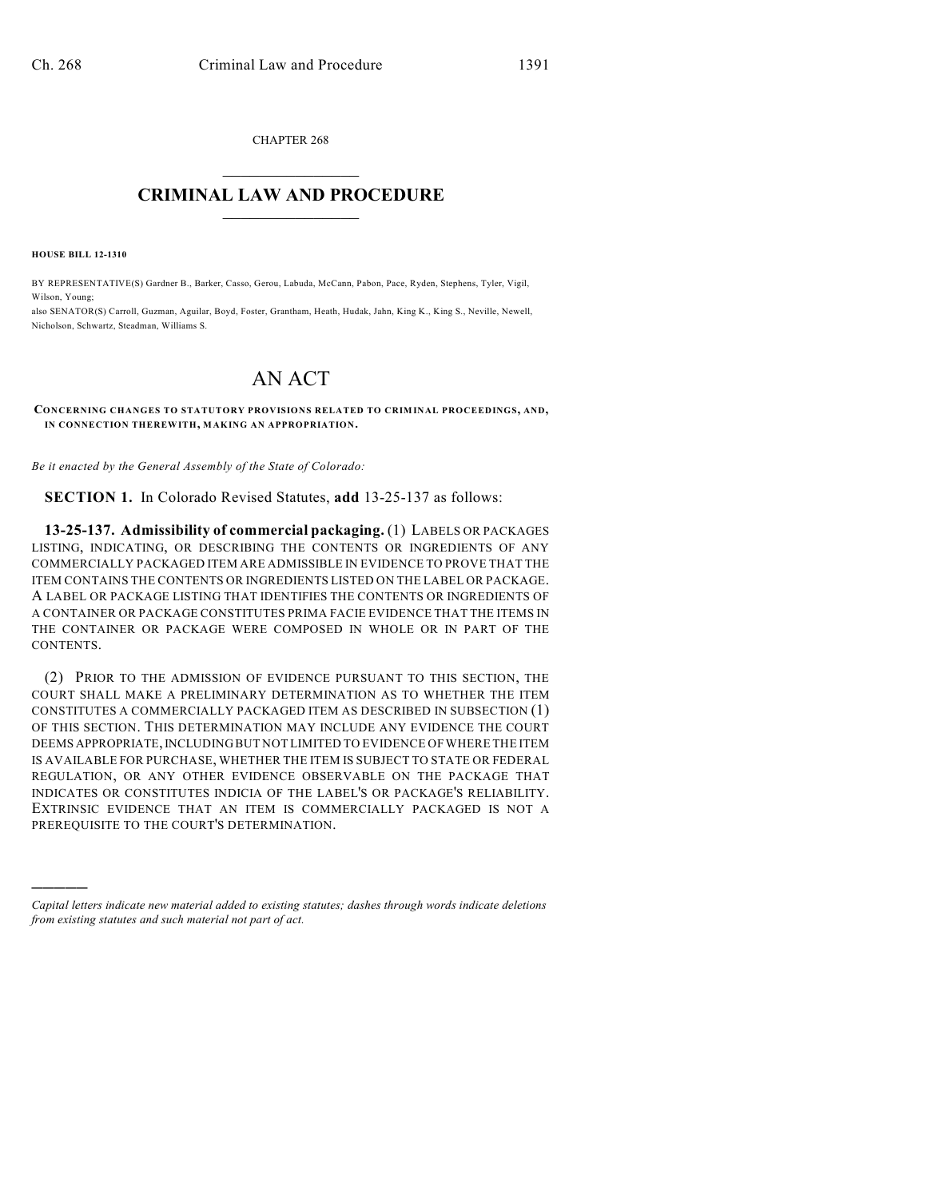CHAPTER 268

# CRIMINAL LAW AND PROCEDURE

**HOUSE BILL 12-1310**

BY REPRESENTATIVE(S) Gardner B., Barker, Casso, Gerou, Labuda, McCann, Pabon, Pace, Ryden, Stephens, Tyler, Vigil, Wilson, Young;
also SENATOR(S) Carroll, Guzman, Aguilar, Boyd, Foster, Grantham, Heath, Hudak, Jahn, King K., King S., Neville, Newell, Nicholson, Schwartz, Steadman, Williams S.

# AN ACT

**CONCERNING CHANGES TO STATUTORY PROVISIONS RELATED TO CRIMINAL PROCEEDINGS, AND, IN CONNECTION THEREWITH, MAKING AN APPROPRIATION.**

*Be it enacted by the General Assembly of the State of Colorado:*

**SECTION 1.** In Colorado Revised Statutes, **add** 13-25-137 as follows:

**13-25-137. Admissibility of commercial packaging.** (1) LABELS OR PACKAGES LISTING, INDICATING, OR DESCRIBING THE CONTENTS OR INGREDIENTS OF ANY COMMERCIALLY PACKAGED ITEM ARE ADMISSIBLE IN EVIDENCE TO PROVE THAT THE ITEM CONTAINS THE CONTENTS OR INGREDIENTS LISTED ON THE LABEL OR PACKAGE. A LABEL OR PACKAGE LISTING THAT IDENTIFIES THE CONTENTS OR INGREDIENTS OF A CONTAINER OR PACKAGE CONSTITUTES PRIMA FACIE EVIDENCE THAT THE ITEMS IN THE CONTAINER OR PACKAGE WERE COMPOSED IN WHOLE OR IN PART OF THE CONTENTS.

(2) PRIOR TO THE ADMISSION OF EVIDENCE PURSUANT TO THIS SECTION, THE COURT SHALL MAKE A PRELIMINARY DETERMINATION AS TO WHETHER THE ITEM CONSTITUTES A COMMERCIALLY PACKAGED ITEM AS DESCRIBED IN SUBSECTION (1) OF THIS SECTION. THIS DETERMINATION MAY INCLUDE ANY EVIDENCE THE COURT DEEMS APPROPRIATE, INCLUDING BUT NOT LIMITED TO EVIDENCE OF WHERE THE ITEM IS AVAILABLE FOR PURCHASE, WHETHER THE ITEM IS SUBJECT TO STATE OR FEDERAL REGULATION, OR ANY OTHER EVIDENCE OBSERVABLE ON THE PACKAGE THAT INDICATES OR CONSTITUTES INDICIA OF THE LABEL'S OR PACKAGE'S RELIABILITY. EXTRINSIC EVIDENCE THAT AN ITEM IS COMMERCIALLY PACKAGED IS NOT A PREREQUISITE TO THE COURT'S DETERMINATION.

---

*Capital letters indicate new material added to existing statutes; dashes through words indicate deletions from existing statutes and such material not part of act.*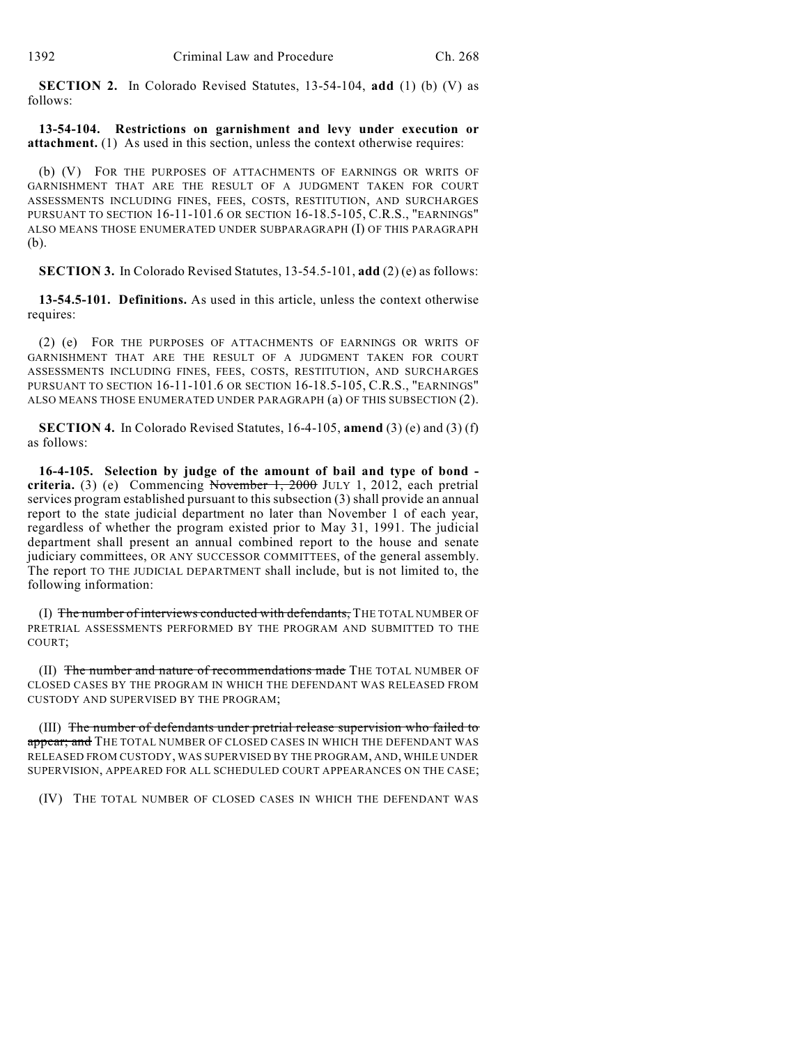**SECTION 2.** In Colorado Revised Statutes, 13-54-104, **add** (1) (b) (V) as follows:

**13-54-104. Restrictions on garnishment and levy under execution or attachment.** (1) As used in this section, unless the context otherwise requires:

(b) (V) FOR THE PURPOSES OF ATTACHMENTS OF EARNINGS OR WRITS OF GARNISHMENT THAT ARE THE RESULT OF A JUDGMENT TAKEN FOR COURT ASSESSMENTS INCLUDING FINES, FEES, COSTS, RESTITUTION, AND SURCHARGES PURSUANT TO SECTION 16-11-101.6 OR SECTION 16-18.5-105, C.R.S., "EARNINGS" ALSO MEANS THOSE ENUMERATED UNDER SUBPARAGRAPH (I) OF THIS PARAGRAPH (b).

**SECTION 3.** In Colorado Revised Statutes, 13-54.5-101, **add** (2) (e) as follows:

**13-54.5-101. Definitions.** As used in this article, unless the context otherwise requires:

(2) (e) FOR THE PURPOSES OF ATTACHMENTS OF EARNINGS OR WRITS OF GARNISHMENT THAT ARE THE RESULT OF A JUDGMENT TAKEN FOR COURT ASSESSMENTS INCLUDING FINES, FEES, COSTS, RESTITUTION, AND SURCHARGES PURSUANT TO SECTION 16-11-101.6 OR SECTION 16-18.5-105, C.R.S., "EARNINGS" ALSO MEANS THOSE ENUMERATED UNDER PARAGRAPH (a) OF THIS SUBSECTION (2).

**SECTION 4.** In Colorado Revised Statutes, 16-4-105, **amend** (3) (e) and (3) (f) as follows:

**16-4-105. Selection by judge of the amount of bail and type of bond - criteria.** (3) (e) Commencing ~~November 1, 2000~~ JULY 1, 2012, each pretrial services program established pursuant to this subsection (3) shall provide an annual report to the state judicial department no later than November 1 of each year, regardless of whether the program existed prior to May 31, 1991. The judicial department shall present an annual combined report to the house and senate judiciary committees, OR ANY SUCCESSOR COMMITTEES, of the general assembly. The report TO THE JUDICIAL DEPARTMENT shall include, but is not limited to, the following information:

(I) ~~The number of interviews conducted with defendants,~~ THE TOTAL NUMBER OF PRETRIAL ASSESSMENTS PERFORMED BY THE PROGRAM AND SUBMITTED TO THE COURT;

(II) ~~The number and nature of recommendations made~~ THE TOTAL NUMBER OF CLOSED CASES BY THE PROGRAM IN WHICH THE DEFENDANT WAS RELEASED FROM CUSTODY AND SUPERVISED BY THE PROGRAM;

(III) ~~The number of defendants under pretrial release supervision who failed to appear; and~~ THE TOTAL NUMBER OF CLOSED CASES IN WHICH THE DEFENDANT WAS RELEASED FROM CUSTODY, WAS SUPERVISED BY THE PROGRAM, AND, WHILE UNDER SUPERVISION, APPEARED FOR ALL SCHEDULED COURT APPEARANCES ON THE CASE;

(IV) THE TOTAL NUMBER OF CLOSED CASES IN WHICH THE DEFENDANT WAS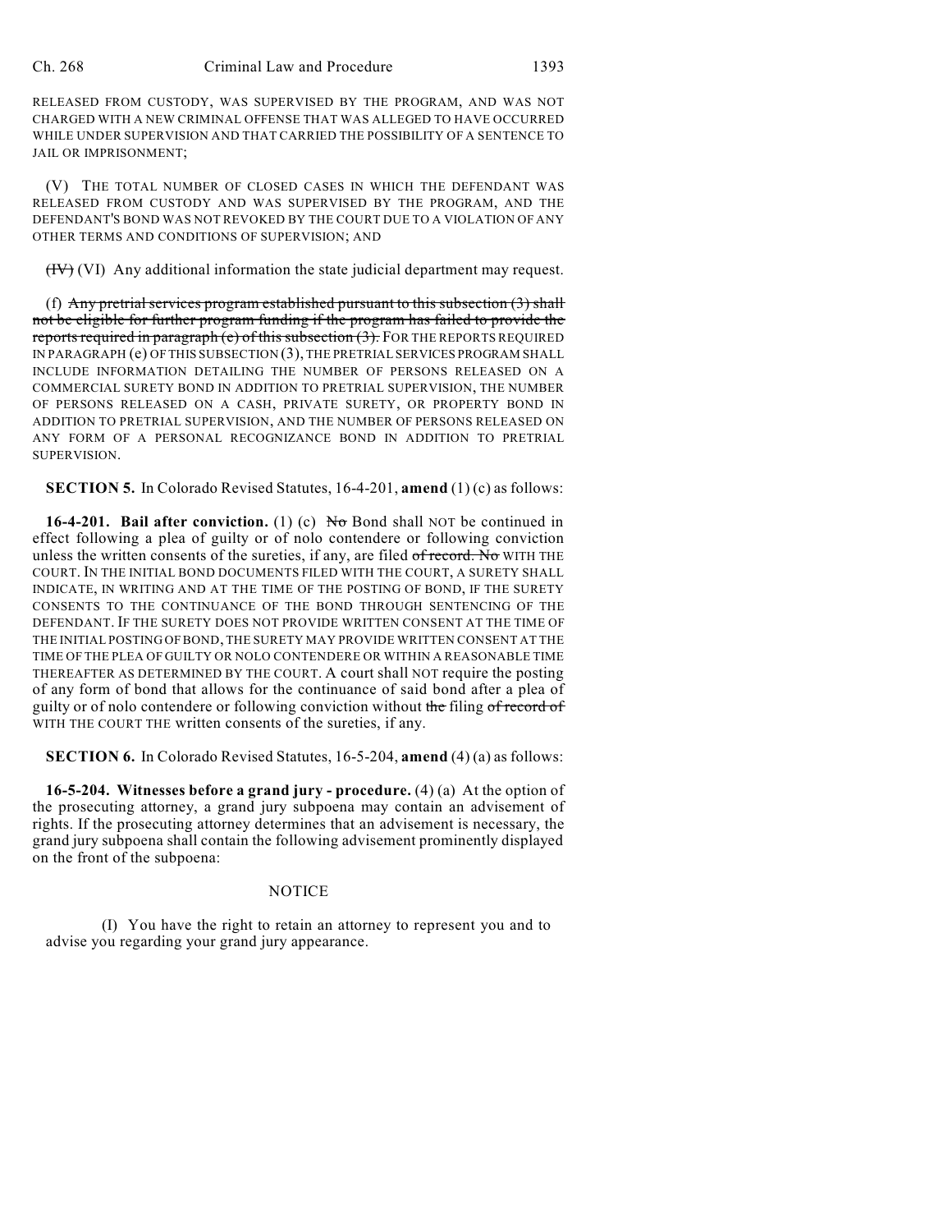RELEASED FROM CUSTODY, WAS SUPERVISED BY THE PROGRAM, AND WAS NOT CHARGED WITH A NEW CRIMINAL OFFENSE THAT WAS ALLEGED TO HAVE OCCURRED WHILE UNDER SUPERVISION AND THAT CARRIED THE POSSIBILITY OF A SENTENCE TO JAIL OR IMPRISONMENT;

(V) THE TOTAL NUMBER OF CLOSED CASES IN WHICH THE DEFENDANT WAS RELEASED FROM CUSTODY AND WAS SUPERVISED BY THE PROGRAM, AND THE DEFENDANT'S BOND WAS NOT REVOKED BY THE COURT DUE TO A VIOLATION OF ANY OTHER TERMS AND CONDITIONS OF SUPERVISION; AND

~~(IV)~~ (VI) Any additional information the state judicial department may request.

(f) ~~Any pretrial services program established pursuant to this subsection (3) shall not be eligible for further program funding if the program has failed to provide the reports required in paragraph (e) of this subsection (3).~~ FOR THE REPORTS REQUIRED IN PARAGRAPH (e) OF THIS SUBSECTION (3), THE PRETRIAL SERVICES PROGRAM SHALL INCLUDE INFORMATION DETAILING THE NUMBER OF PERSONS RELEASED ON A COMMERCIAL SURETY BOND IN ADDITION TO PRETRIAL SUPERVISION, THE NUMBER OF PERSONS RELEASED ON A CASH, PRIVATE SURETY, OR PROPERTY BOND IN ADDITION TO PRETRIAL SUPERVISION, AND THE NUMBER OF PERSONS RELEASED ON ANY FORM OF A PERSONAL RECOGNIZANCE BOND IN ADDITION TO PRETRIAL SUPERVISION.

**SECTION 5.** In Colorado Revised Statutes, 16-4-201, **amend** (1) (c) as follows:

**16-4-201. Bail after conviction.** (1) (c) ~~No~~ Bond shall NOT be continued in effect following a plea of guilty or of nolo contendere or following conviction unless the written consents of the sureties, if any, are filed ~~of record. No~~ WITH THE COURT. IN THE INITIAL BOND DOCUMENTS FILED WITH THE COURT, A SURETY SHALL INDICATE, IN WRITING AND AT THE TIME OF THE POSTING OF BOND, IF THE SURETY CONSENTS TO THE CONTINUANCE OF THE BOND THROUGH SENTENCING OF THE DEFENDANT. IF THE SURETY DOES NOT PROVIDE WRITTEN CONSENT AT THE TIME OF THE INITIAL POSTING OF BOND, THE SURETY MAY PROVIDE WRITTEN CONSENT AT THE TIME OF THE PLEA OF GUILTY OR NOLO CONTENDERE OR WITHIN A REASONABLE TIME THEREAFTER AS DETERMINED BY THE COURT. A court shall NOT require the posting of any form of bond that allows for the continuance of said bond after a plea of guilty or of nolo contendere or following conviction without ~~the~~ filing ~~of record of~~ WITH THE COURT THE written consents of the sureties, if any.

**SECTION 6.** In Colorado Revised Statutes, 16-5-204, **amend** (4) (a) as follows:

**16-5-204. Witnesses before a grand jury - procedure.** (4) (a) At the option of the prosecuting attorney, a grand jury subpoena may contain an advisement of rights. If the prosecuting attorney determines that an advisement is necessary, the grand jury subpoena shall contain the following advisement prominently displayed on the front of the subpoena:

NOTICE

(I) You have the right to retain an attorney to represent you and to advise you regarding your grand jury appearance.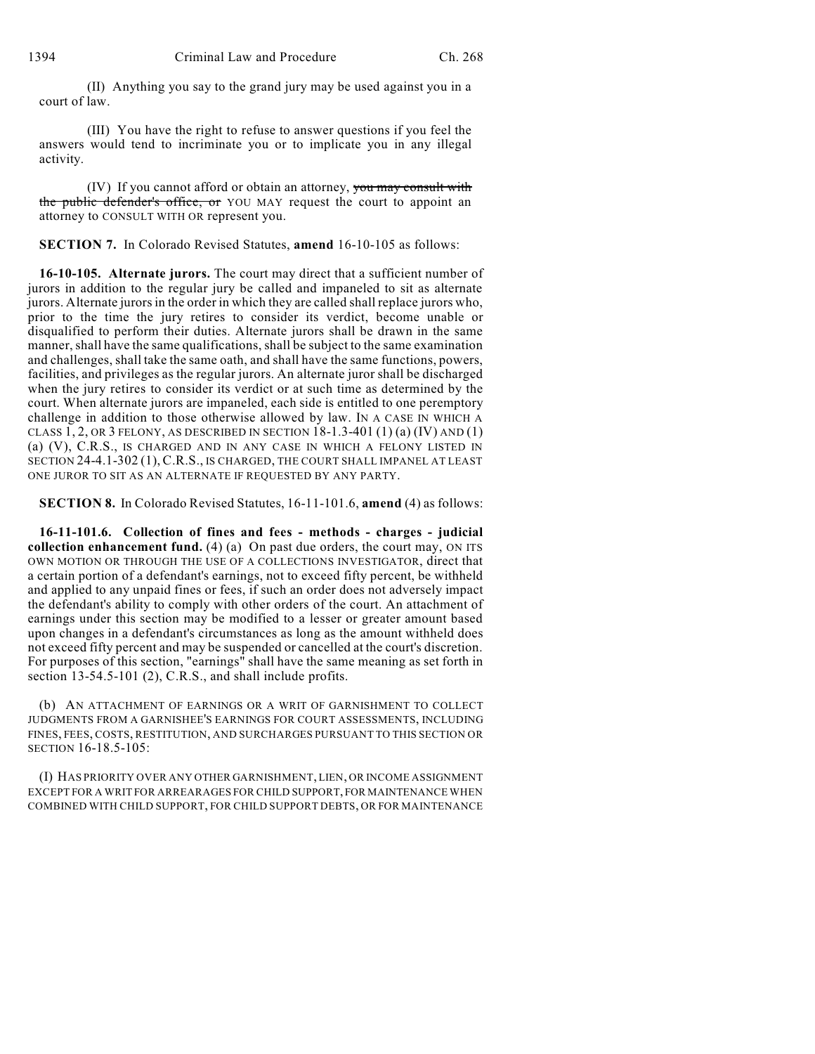(II) Anything you say to the grand jury may be used against you in a court of law.

(III) You have the right to refuse to answer questions if you feel the answers would tend to incriminate you or to implicate you in any illegal activity.

(IV) If you cannot afford or obtain an attorney, ~~you may consult with the public defender's office, or~~ YOU MAY request the court to appoint an attorney to CONSULT WITH OR represent you.

**SECTION 7.** In Colorado Revised Statutes, **amend** 16-10-105 as follows:

**16-10-105. Alternate jurors.** The court may direct that a sufficient number of jurors in addition to the regular jury be called and impaneled to sit as alternate jurors. Alternate jurors in the order in which they are called shall replace jurors who, prior to the time the jury retires to consider its verdict, become unable or disqualified to perform their duties. Alternate jurors shall be drawn in the same manner, shall have the same qualifications, shall be subject to the same examination and challenges, shall take the same oath, and shall have the same functions, powers, facilities, and privileges as the regular jurors. An alternate juror shall be discharged when the jury retires to consider its verdict or at such time as determined by the court. When alternate jurors are impaneled, each side is entitled to one peremptory challenge in addition to those otherwise allowed by law. IN A CASE IN WHICH A CLASS 1, 2, OR 3 FELONY, AS DESCRIBED IN SECTION 18-1.3-401 (1) (a) (IV) AND (1) (a) (V), C.R.S., IS CHARGED AND IN ANY CASE IN WHICH A FELONY LISTED IN SECTION 24-4.1-302 (1), C.R.S., IS CHARGED, THE COURT SHALL IMPANEL AT LEAST ONE JUROR TO SIT AS AN ALTERNATE IF REQUESTED BY ANY PARTY.

**SECTION 8.** In Colorado Revised Statutes, 16-11-101.6, **amend** (4) as follows:

**16-11-101.6. Collection of fines and fees - methods - charges - judicial collection enhancement fund.** (4) (a) On past due orders, the court may, ON ITS OWN MOTION OR THROUGH THE USE OF A COLLECTIONS INVESTIGATOR, direct that a certain portion of a defendant's earnings, not to exceed fifty percent, be withheld and applied to any unpaid fines or fees, if such an order does not adversely impact the defendant's ability to comply with other orders of the court. An attachment of earnings under this section may be modified to a lesser or greater amount based upon changes in a defendant's circumstances as long as the amount withheld does not exceed fifty percent and may be suspended or cancelled at the court's discretion. For purposes of this section, "earnings" shall have the same meaning as set forth in section 13-54.5-101 (2), C.R.S., and shall include profits.

(b) AN ATTACHMENT OF EARNINGS OR A WRIT OF GARNISHMENT TO COLLECT JUDGMENTS FROM A GARNISHEE'S EARNINGS FOR COURT ASSESSMENTS, INCLUDING FINES, FEES, COSTS, RESTITUTION, AND SURCHARGES PURSUANT TO THIS SECTION OR SECTION 16-18.5-105:

(I) HAS PRIORITY OVER ANY OTHER GARNISHMENT, LIEN, OR INCOME ASSIGNMENT EXCEPT FOR A WRIT FOR ARREARAGES FOR CHILD SUPPORT, FOR MAINTENANCE WHEN COMBINED WITH CHILD SUPPORT, FOR CHILD SUPPORT DEBTS, OR FOR MAINTENANCE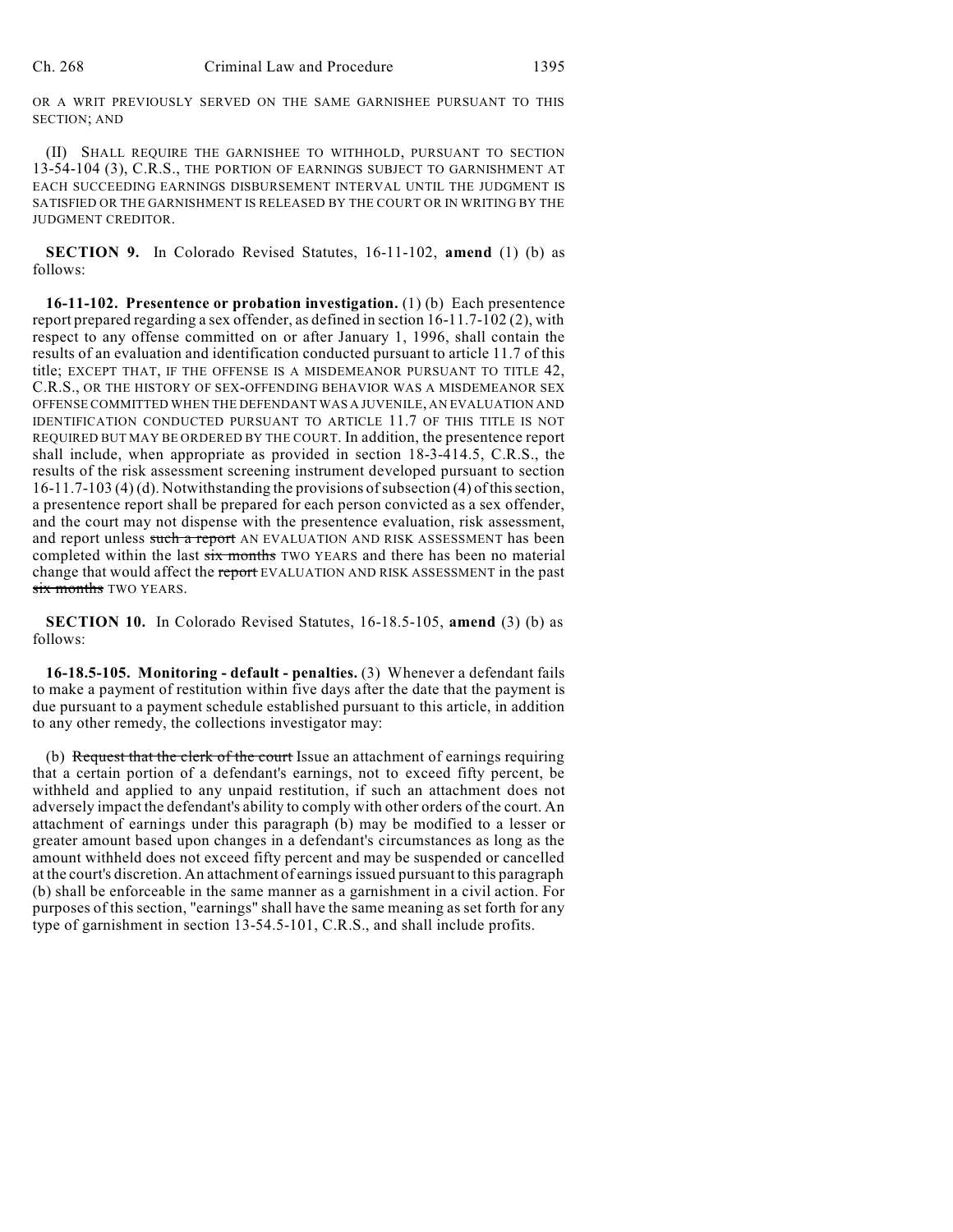OR A WRIT PREVIOUSLY SERVED ON THE SAME GARNISHEE PURSUANT TO THIS SECTION; AND

(II) SHALL REQUIRE THE GARNISHEE TO WITHHOLD, PURSUANT TO SECTION 13-54-104 (3), C.R.S., THE PORTION OF EARNINGS SUBJECT TO GARNISHMENT AT EACH SUCCEEDING EARNINGS DISBURSEMENT INTERVAL UNTIL THE JUDGMENT IS SATISFIED OR THE GARNISHMENT IS RELEASED BY THE COURT OR IN WRITING BY THE JUDGMENT CREDITOR.

**SECTION 9.** In Colorado Revised Statutes, 16-11-102, **amend** (1) (b) as follows:

**16-11-102. Presentence or probation investigation.** (1) (b) Each presentence report prepared regarding a sex offender, as defined in section 16-11.7-102 (2), with respect to any offense committed on or after January 1, 1996, shall contain the results of an evaluation and identification conducted pursuant to article 11.7 of this title; EXCEPT THAT, IF THE OFFENSE IS A MISDEMEANOR PURSUANT TO TITLE 42, C.R.S., OR THE HISTORY OF SEX-OFFENDING BEHAVIOR WAS A MISDEMEANOR SEX OFFENSE COMMITTED WHEN THE DEFENDANT WAS A JUVENILE, AN EVALUATION AND IDENTIFICATION CONDUCTED PURSUANT TO ARTICLE 11.7 OF THIS TITLE IS NOT REQUIRED BUT MAY BE ORDERED BY THE COURT. In addition, the presentence report shall include, when appropriate as provided in section 18-3-414.5, C.R.S., the results of the risk assessment screening instrument developed pursuant to section 16-11.7-103 (4) (d). Notwithstanding the provisions of subsection (4) of this section, a presentence report shall be prepared for each person convicted as a sex offender, and the court may not dispense with the presentence evaluation, risk assessment, and report unless ~~such a report~~ AN EVALUATION AND RISK ASSESSMENT has been completed within the last ~~six months~~ TWO YEARS and there has been no material change that would affect the ~~report~~ EVALUATION AND RISK ASSESSMENT in the past ~~six months~~ TWO YEARS.

**SECTION 10.** In Colorado Revised Statutes, 16-18.5-105, **amend** (3) (b) as follows:

**16-18.5-105. Monitoring - default - penalties.** (3) Whenever a defendant fails to make a payment of restitution within five days after the date that the payment is due pursuant to a payment schedule established pursuant to this article, in addition to any other remedy, the collections investigator may:

(b) ~~Request that the clerk of the court~~ Issue an attachment of earnings requiring that a certain portion of a defendant's earnings, not to exceed fifty percent, be withheld and applied to any unpaid restitution, if such an attachment does not adversely impact the defendant's ability to comply with other orders of the court. An attachment of earnings under this paragraph (b) may be modified to a lesser or greater amount based upon changes in a defendant's circumstances as long as the amount withheld does not exceed fifty percent and may be suspended or cancelled at the court's discretion. An attachment of earnings issued pursuant to this paragraph (b) shall be enforceable in the same manner as a garnishment in a civil action. For purposes of this section, "earnings" shall have the same meaning as set forth for any type of garnishment in section 13-54.5-101, C.R.S., and shall include profits.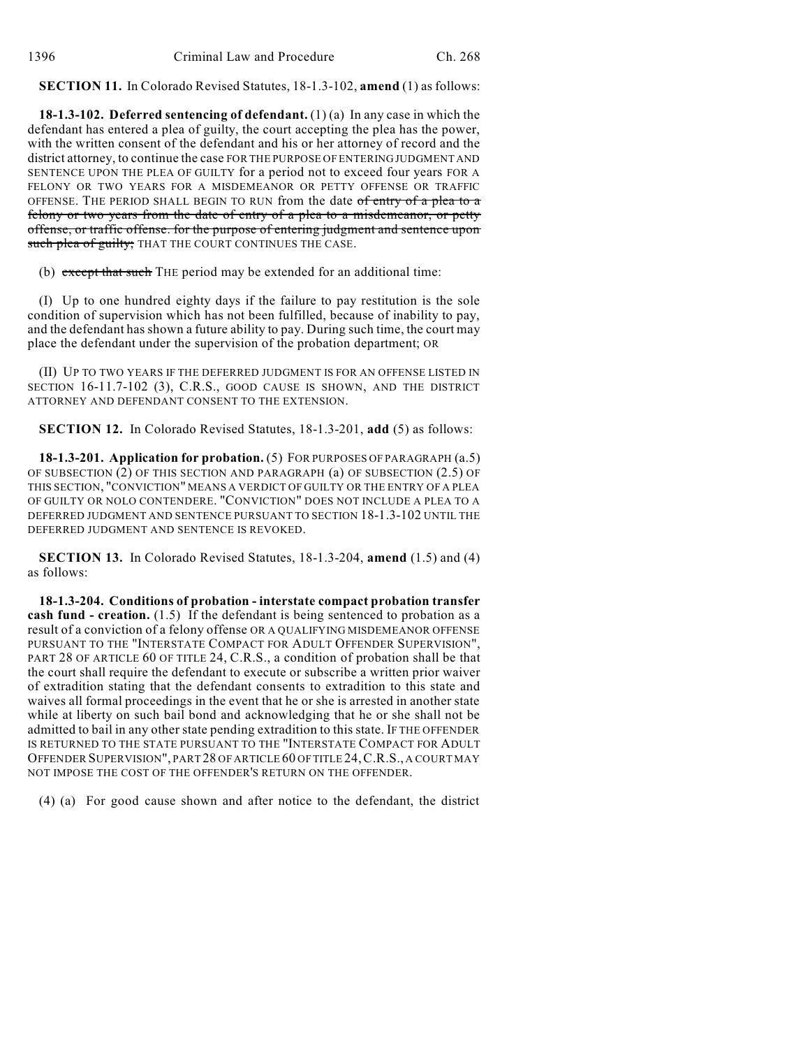**SECTION 11.** In Colorado Revised Statutes, 18-1.3-102, **amend** (1) as follows:

**18-1.3-102. Deferred sentencing of defendant.** (1) (a) In any case in which the defendant has entered a plea of guilty, the court accepting the plea has the power, with the written consent of the defendant and his or her attorney of record and the district attorney, to continue the case FOR THE PURPOSE OF ENTERING JUDGMENT AND SENTENCE UPON THE PLEA OF GUILTY for a period not to exceed four years FOR A FELONY OR TWO YEARS FOR A MISDEMEANOR OR PETTY OFFENSE OR TRAFFIC OFFENSE. THE PERIOD SHALL BEGIN TO RUN from the date ~~of entry of a plea to a felony or two years from the date of entry of a plea to a misdemeanor, or petty offense, or traffic offense. for the purpose of entering judgment and sentence upon such plea of guilty;~~ THAT THE COURT CONTINUES THE CASE.

(b) ~~except that such~~ THE period may be extended for an additional time:

(I) Up to one hundred eighty days if the failure to pay restitution is the sole condition of supervision which has not been fulfilled, because of inability to pay, and the defendant has shown a future ability to pay. During such time, the court may place the defendant under the supervision of the probation department; OR

(II) UP TO TWO YEARS IF THE DEFERRED JUDGMENT IS FOR AN OFFENSE LISTED IN SECTION 16-11.7-102 (3), C.R.S., GOOD CAUSE IS SHOWN, AND THE DISTRICT ATTORNEY AND DEFENDANT CONSENT TO THE EXTENSION.

**SECTION 12.** In Colorado Revised Statutes, 18-1.3-201, **add** (5) as follows:

**18-1.3-201. Application for probation.** (5) FOR PURPOSES OF PARAGRAPH (a.5) OF SUBSECTION (2) OF THIS SECTION AND PARAGRAPH (a) OF SUBSECTION (2.5) OF THIS SECTION, "CONVICTION" MEANS A VERDICT OF GUILTY OR THE ENTRY OF A PLEA OF GUILTY OR NOLO CONTENDERE. "CONVICTION" DOES NOT INCLUDE A PLEA TO A DEFERRED JUDGMENT AND SENTENCE PURSUANT TO SECTION 18-1.3-102 UNTIL THE DEFERRED JUDGMENT AND SENTENCE IS REVOKED.

**SECTION 13.** In Colorado Revised Statutes, 18-1.3-204, **amend** (1.5) and (4) as follows:

**18-1.3-204. Conditions of probation - interstate compact probation transfer cash fund - creation.** (1.5) If the defendant is being sentenced to probation as a result of a conviction of a felony offense OR A QUALIFYING MISDEMEANOR OFFENSE PURSUANT TO THE "INTERSTATE COMPACT FOR ADULT OFFENDER SUPERVISION", PART 28 OF ARTICLE 60 OF TITLE 24, C.R.S., a condition of probation shall be that the court shall require the defendant to execute or subscribe a written prior waiver of extradition stating that the defendant consents to extradition to this state and waives all formal proceedings in the event that he or she is arrested in another state while at liberty on such bail bond and acknowledging that he or she shall not be admitted to bail in any other state pending extradition to this state. IF THE OFFENDER IS RETURNED TO THE STATE PURSUANT TO THE "INTERSTATE COMPACT FOR ADULT OFFENDER SUPERVISION", PART 28 OF ARTICLE 60 OF TITLE 24, C.R.S., A COURT MAY NOT IMPOSE THE COST OF THE OFFENDER'S RETURN ON THE OFFENDER.

(4) (a) For good cause shown and after notice to the defendant, the district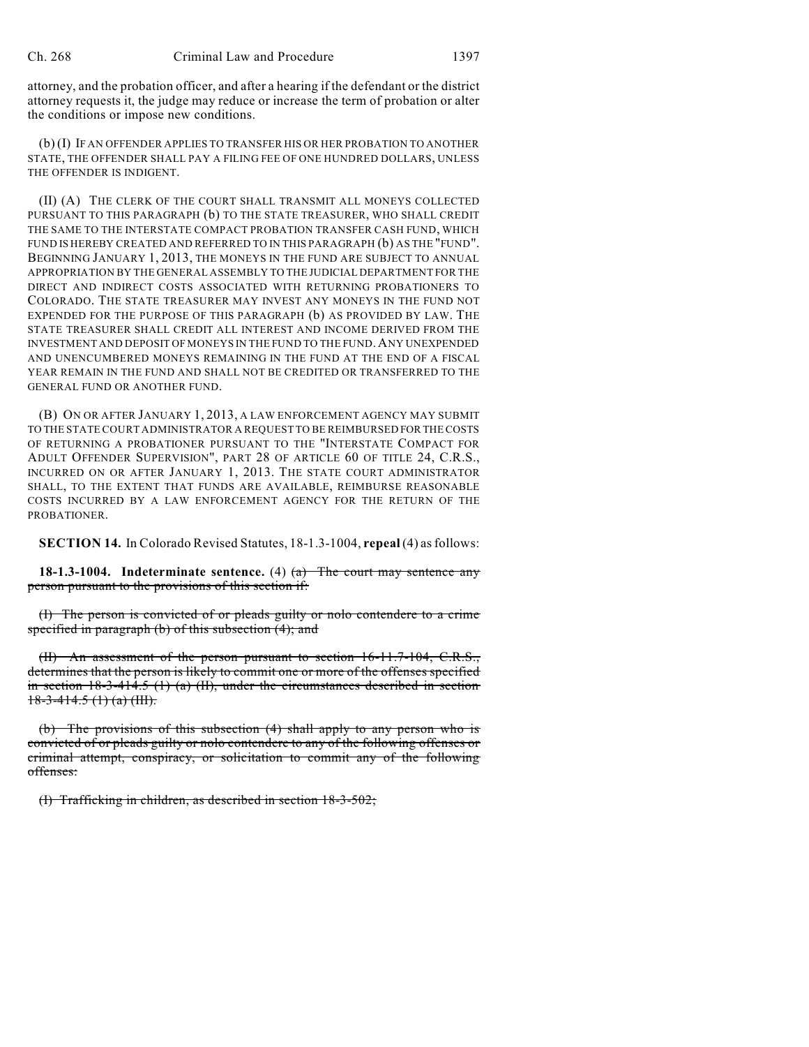attorney, and the probation officer, and after a hearing if the defendant or the district attorney requests it, the judge may reduce or increase the term of probation or alter the conditions or impose new conditions.

(b) (I) IF AN OFFENDER APPLIES TO TRANSFER HIS OR HER PROBATION TO ANOTHER STATE, THE OFFENDER SHALL PAY A FILING FEE OF ONE HUNDRED DOLLARS, UNLESS THE OFFENDER IS INDIGENT.

(II) (A) THE CLERK OF THE COURT SHALL TRANSMIT ALL MONEYS COLLECTED PURSUANT TO THIS PARAGRAPH (b) TO THE STATE TREASURER, WHO SHALL CREDIT THE SAME TO THE INTERSTATE COMPACT PROBATION TRANSFER CASH FUND, WHICH FUND IS HEREBY CREATED AND REFERRED TO IN THIS PARAGRAPH (b) AS THE "FUND". BEGINNING JANUARY 1, 2013, THE MONEYS IN THE FUND ARE SUBJECT TO ANNUAL APPROPRIATION BY THE GENERAL ASSEMBLY TO THE JUDICIAL DEPARTMENT FOR THE DIRECT AND INDIRECT COSTS ASSOCIATED WITH RETURNING PROBATIONERS TO COLORADO. THE STATE TREASURER MAY INVEST ANY MONEYS IN THE FUND NOT EXPENDED FOR THE PURPOSE OF THIS PARAGRAPH (b) AS PROVIDED BY LAW. THE STATE TREASURER SHALL CREDIT ALL INTEREST AND INCOME DERIVED FROM THE INVESTMENT AND DEPOSIT OF MONEYS IN THE FUND TO THE FUND. ANY UNEXPENDED AND UNENCUMBERED MONEYS REMAINING IN THE FUND AT THE END OF A FISCAL YEAR REMAIN IN THE FUND AND SHALL NOT BE CREDITED OR TRANSFERRED TO THE GENERAL FUND OR ANOTHER FUND.

(B) ON OR AFTER JANUARY 1, 2013, A LAW ENFORCEMENT AGENCY MAY SUBMIT TO THE STATE COURT ADMINISTRATOR A REQUEST TO BE REIMBURSED FOR THE COSTS OF RETURNING A PROBATIONER PURSUANT TO THE "INTERSTATE COMPACT FOR ADULT OFFENDER SUPERVISION", PART 28 OF ARTICLE 60 OF TITLE 24, C.R.S., INCURRED ON OR AFTER JANUARY 1, 2013. THE STATE COURT ADMINISTRATOR SHALL, TO THE EXTENT THAT FUNDS ARE AVAILABLE, REIMBURSE REASONABLE COSTS INCURRED BY A LAW ENFORCEMENT AGENCY FOR THE RETURN OF THE PROBATIONER.

**SECTION 14.** In Colorado Revised Statutes, 18-1.3-1004, **repeal** (4) as follows:

**18-1.3-1004. Indeterminate sentence.** (4) ~~(a) The court may sentence any person pursuant to the provisions of this section if:~~

~~(I) The person is convicted of or pleads guilty or nolo contendere to a crime specified in paragraph (b) of this subsection (4); and~~

~~(II) An assessment of the person pursuant to section 16-11.7-104, C.R.S., determines that the person is likely to commit one or more of the offenses specified in section 18-3-414.5 (1) (a) (II), under the circumstances described in section 18-3-414.5 (1) (a) (III).~~

~~(b) The provisions of this subsection (4) shall apply to any person who is convicted of or pleads guilty or nolo contendere to any of the following offenses or criminal attempt, conspiracy, or solicitation to commit any of the following offenses:~~

~~(I) Trafficking in children, as described in section 18-3-502;~~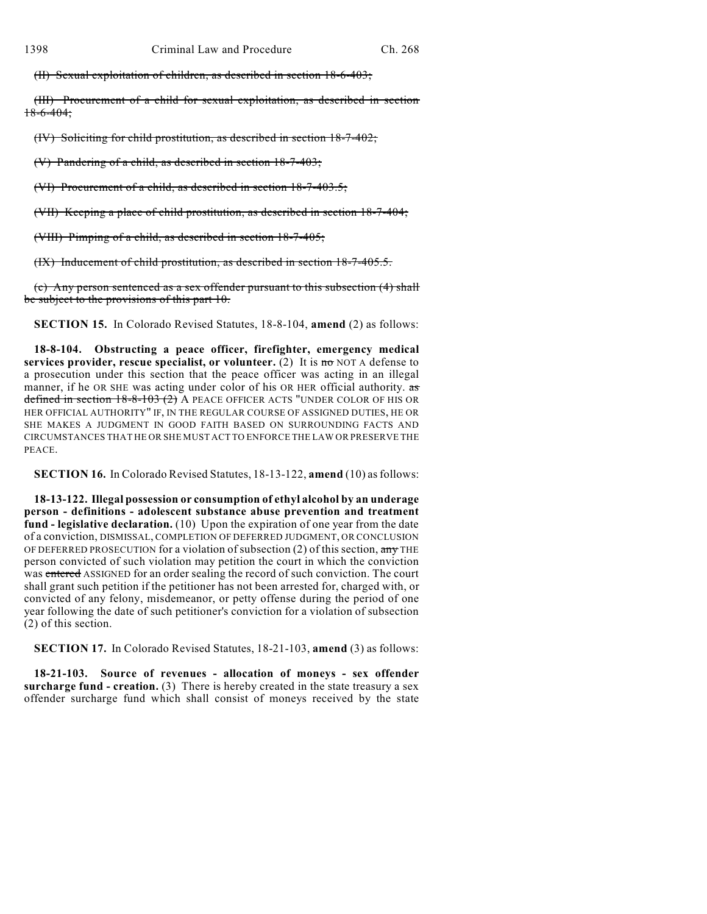~~(II) Sexual exploitation of children, as described in section 18-6-403;~~

~~(III) Procurement of a child for sexual exploitation, as described in section 18-6-404;~~

~~(IV) Soliciting for child prostitution, as described in section 18-7-402;~~

~~(V) Pandering of a child, as described in section 18-7-403;~~

~~(VI) Procurement of a child, as described in section 18-7-403.5;~~

~~(VII) Keeping a place of child prostitution, as described in section 18-7-404;~~

~~(VIII) Pimping of a child, as described in section 18-7-405;~~

~~(IX) Inducement of child prostitution, as described in section 18-7-405.5.~~

~~(c) Any person sentenced as a sex offender pursuant to this subsection (4) shall be subject to the provisions of this part 10.~~

**SECTION 15.** In Colorado Revised Statutes, 18-8-104, **amend** (2) as follows:

**18-8-104. Obstructing a peace officer, firefighter, emergency medical services provider, rescue specialist, or volunteer.** (2) It is ~~no~~ NOT A defense to a prosecution under this section that the peace officer was acting in an illegal manner, if he OR SHE was acting under color of his OR HER official authority. ~~as defined in section 18-8-103 (2)~~ A PEACE OFFICER ACTS "UNDER COLOR OF HIS OR HER OFFICIAL AUTHORITY" IF, IN THE REGULAR COURSE OF ASSIGNED DUTIES, HE OR SHE MAKES A JUDGMENT IN GOOD FAITH BASED ON SURROUNDING FACTS AND CIRCUMSTANCES THAT HE OR SHE MUST ACT TO ENFORCE THE LAW OR PRESERVE THE PEACE.

**SECTION 16.** In Colorado Revised Statutes, 18-13-122, **amend** (10) as follows:

**18-13-122. Illegal possession or consumption of ethyl alcohol by an underage person - definitions - adolescent substance abuse prevention and treatment fund - legislative declaration.** (10) Upon the expiration of one year from the date of a conviction, DISMISSAL, COMPLETION OF DEFERRED JUDGMENT, OR CONCLUSION OF DEFERRED PROSECUTION for a violation of subsection (2) of this section, ~~any~~ THE person convicted of such violation may petition the court in which the conviction was ~~entered~~ ASSIGNED for an order sealing the record of such conviction. The court shall grant such petition if the petitioner has not been arrested for, charged with, or convicted of any felony, misdemeanor, or petty offense during the period of one year following the date of such petitioner's conviction for a violation of subsection (2) of this section.

**SECTION 17.** In Colorado Revised Statutes, 18-21-103, **amend** (3) as follows:

**18-21-103. Source of revenues - allocation of moneys - sex offender surcharge fund - creation.** (3) There is hereby created in the state treasury a sex offender surcharge fund which shall consist of moneys received by the state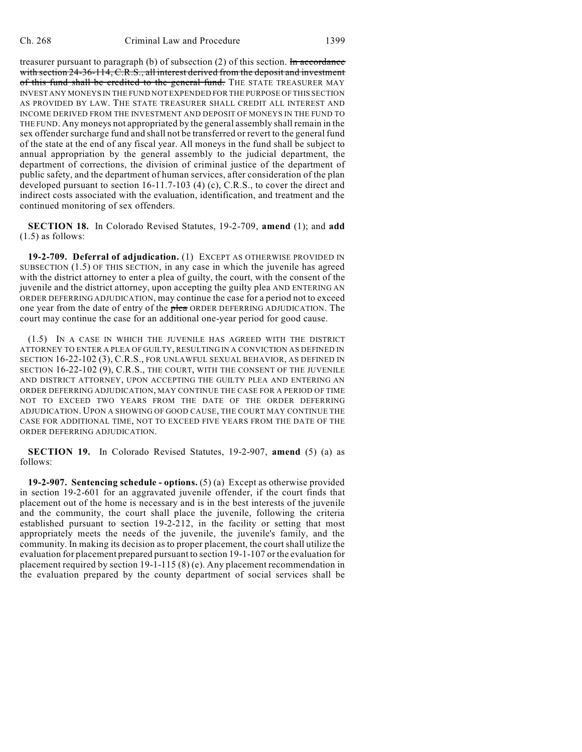treasurer pursuant to paragraph (b) of subsection (2) of this section. ~~In accordance with section 24-36-114, C.R.S., all interest derived from the deposit and investment of this fund shall be credited to the general fund.~~ THE STATE TREASURER MAY INVEST ANY MONEYS IN THE FUND NOT EXPENDED FOR THE PURPOSE OF THIS SECTION AS PROVIDED BY LAW. THE STATE TREASURER SHALL CREDIT ALL INTEREST AND INCOME DERIVED FROM THE INVESTMENT AND DEPOSIT OF MONEYS IN THE FUND TO THE FUND. Any moneys not appropriated by the general assembly shall remain in the sex offender surcharge fund and shall not be transferred or revert to the general fund of the state at the end of any fiscal year. All moneys in the fund shall be subject to annual appropriation by the general assembly to the judicial department, the department of corrections, the division of criminal justice of the department of public safety, and the department of human services, after consideration of the plan developed pursuant to section 16-11.7-103 (4) (c), C.R.S., to cover the direct and indirect costs associated with the evaluation, identification, and treatment and the continued monitoring of sex offenders.

**SECTION 18.** In Colorado Revised Statutes, 19-2-709, **amend** (1); and **add** (1.5) as follows:

**19-2-709. Deferral of adjudication.** (1) EXCEPT AS OTHERWISE PROVIDED IN SUBSECTION (1.5) OF THIS SECTION, in any case in which the juvenile has agreed with the district attorney to enter a plea of guilty, the court, with the consent of the juvenile and the district attorney, upon accepting the guilty plea AND ENTERING AN ORDER DEFERRING ADJUDICATION, may continue the case for a period not to exceed one year from the date of entry of the ~~plea~~ ORDER DEFERRING ADJUDICATION. The court may continue the case for an additional one-year period for good cause.

(1.5) IN A CASE IN WHICH THE JUVENILE HAS AGREED WITH THE DISTRICT ATTORNEY TO ENTER A PLEA OF GUILTY, RESULTING IN A CONVICTION AS DEFINED IN SECTION 16-22-102 (3), C.R.S., FOR UNLAWFUL SEXUAL BEHAVIOR, AS DEFINED IN SECTION 16-22-102 (9), C.R.S., THE COURT, WITH THE CONSENT OF THE JUVENILE AND DISTRICT ATTORNEY, UPON ACCEPTING THE GUILTY PLEA AND ENTERING AN ORDER DEFERRING ADJUDICATION, MAY CONTINUE THE CASE FOR A PERIOD OF TIME NOT TO EXCEED TWO YEARS FROM THE DATE OF THE ORDER DEFERRING ADJUDICATION. UPON A SHOWING OF GOOD CAUSE, THE COURT MAY CONTINUE THE CASE FOR ADDITIONAL TIME, NOT TO EXCEED FIVE YEARS FROM THE DATE OF THE ORDER DEFERRING ADJUDICATION.

**SECTION 19.** In Colorado Revised Statutes, 19-2-907, **amend** (5) (a) as follows:

**19-2-907. Sentencing schedule - options.** (5) (a) Except as otherwise provided in section 19-2-601 for an aggravated juvenile offender, if the court finds that placement out of the home is necessary and is in the best interests of the juvenile and the community, the court shall place the juvenile, following the criteria established pursuant to section 19-2-212, in the facility or setting that most appropriately meets the needs of the juvenile, the juvenile's family, and the community. In making its decision as to proper placement, the court shall utilize the evaluation for placement prepared pursuant to section 19-1-107 or the evaluation for placement required by section 19-1-115 (8) (e). Any placement recommendation in the evaluation prepared by the county department of social services shall be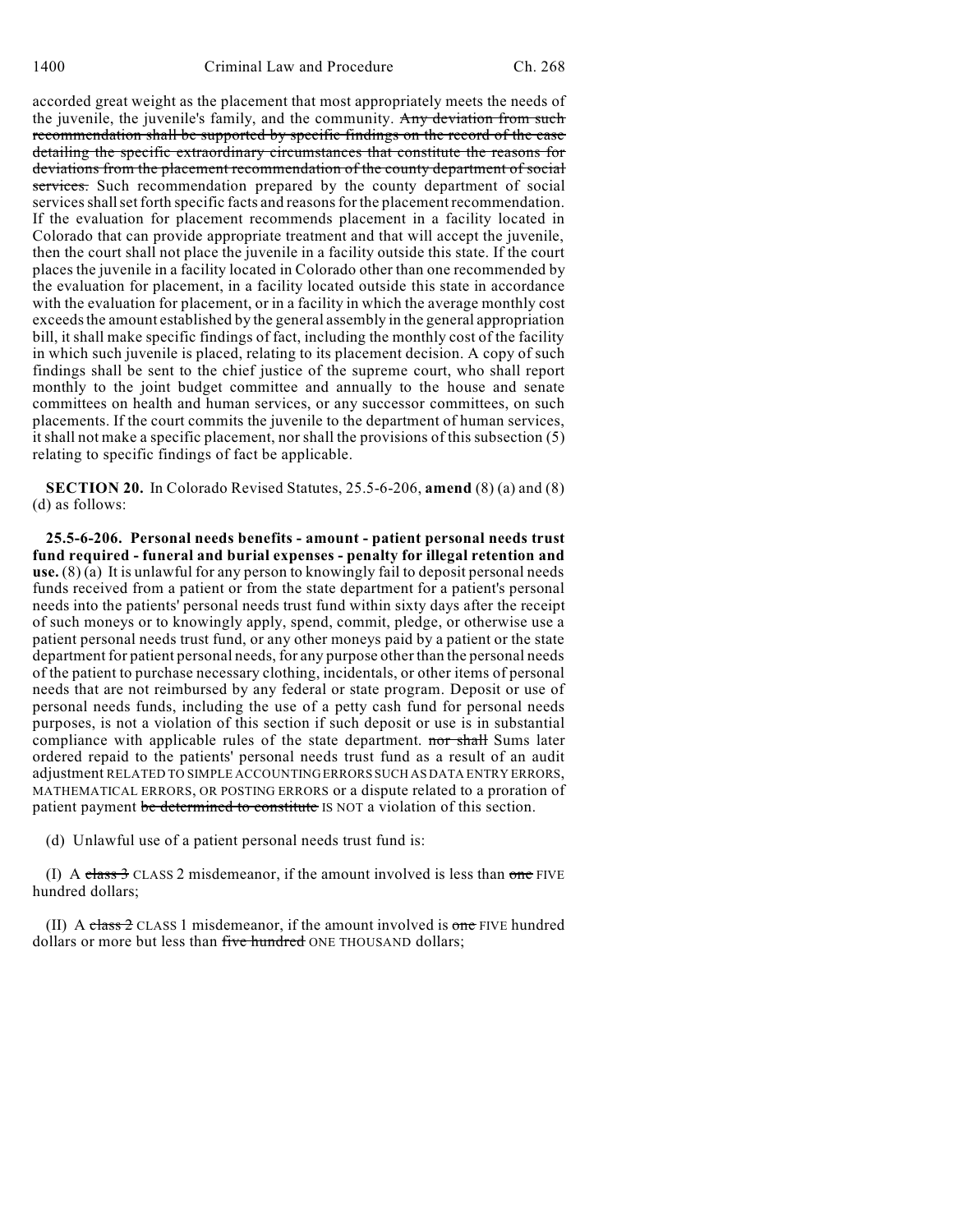accorded great weight as the placement that most appropriately meets the needs of the juvenile, the juvenile's family, and the community. ~~Any deviation from such recommendation shall be supported by specific findings on the record of the case detailing the specific extraordinary circumstances that constitute the reasons for deviations from the placement recommendation of the county department of social services.~~ Such recommendation prepared by the county department of social services shall set forth specific facts and reasons for the placement recommendation. If the evaluation for placement recommends placement in a facility located in Colorado that can provide appropriate treatment and that will accept the juvenile, then the court shall not place the juvenile in a facility outside this state. If the court places the juvenile in a facility located in Colorado other than one recommended by the evaluation for placement, in a facility located outside this state in accordance with the evaluation for placement, or in a facility in which the average monthly cost exceeds the amount established by the general assembly in the general appropriation bill, it shall make specific findings of fact, including the monthly cost of the facility in which such juvenile is placed, relating to its placement decision. A copy of such findings shall be sent to the chief justice of the supreme court, who shall report monthly to the joint budget committee and annually to the house and senate committees on health and human services, or any successor committees, on such placements. If the court commits the juvenile to the department of human services, it shall not make a specific placement, nor shall the provisions of this subsection (5) relating to specific findings of fact be applicable.

**SECTION 20.** In Colorado Revised Statutes, 25.5-6-206, **amend** (8) (a) and (8) (d) as follows:

**25.5-6-206. Personal needs benefits - amount - patient personal needs trust fund required - funeral and burial expenses - penalty for illegal retention and use.** (8) (a) It is unlawful for any person to knowingly fail to deposit personal needs funds received from a patient or from the state department for a patient's personal needs into the patients' personal needs trust fund within sixty days after the receipt of such moneys or to knowingly apply, spend, commit, pledge, or otherwise use a patient personal needs trust fund, or any other moneys paid by a patient or the state department for patient personal needs, for any purpose other than the personal needs of the patient to purchase necessary clothing, incidentals, or other items of personal needs that are not reimbursed by any federal or state program. Deposit or use of personal needs funds, including the use of a petty cash fund for personal needs purposes, is not a violation of this section if such deposit or use is in substantial compliance with applicable rules of the state department. ~~nor shall~~ Sums later ordered repaid to the patients' personal needs trust fund as a result of an audit adjustment RELATED TO SIMPLE ACCOUNTING ERRORS SUCH AS DATA ENTRY ERRORS, MATHEMATICAL ERRORS, OR POSTING ERRORS or a dispute related to a proration of patient payment ~~be determined to constitute~~ IS NOT a violation of this section.

(d) Unlawful use of a patient personal needs trust fund is:

(I) A ~~class 3~~ CLASS 2 misdemeanor, if the amount involved is less than ~~one~~ FIVE hundred dollars;

(II) A ~~class 2~~ CLASS 1 misdemeanor, if the amount involved is ~~one~~ FIVE hundred dollars or more but less than ~~five hundred~~ ONE THOUSAND dollars;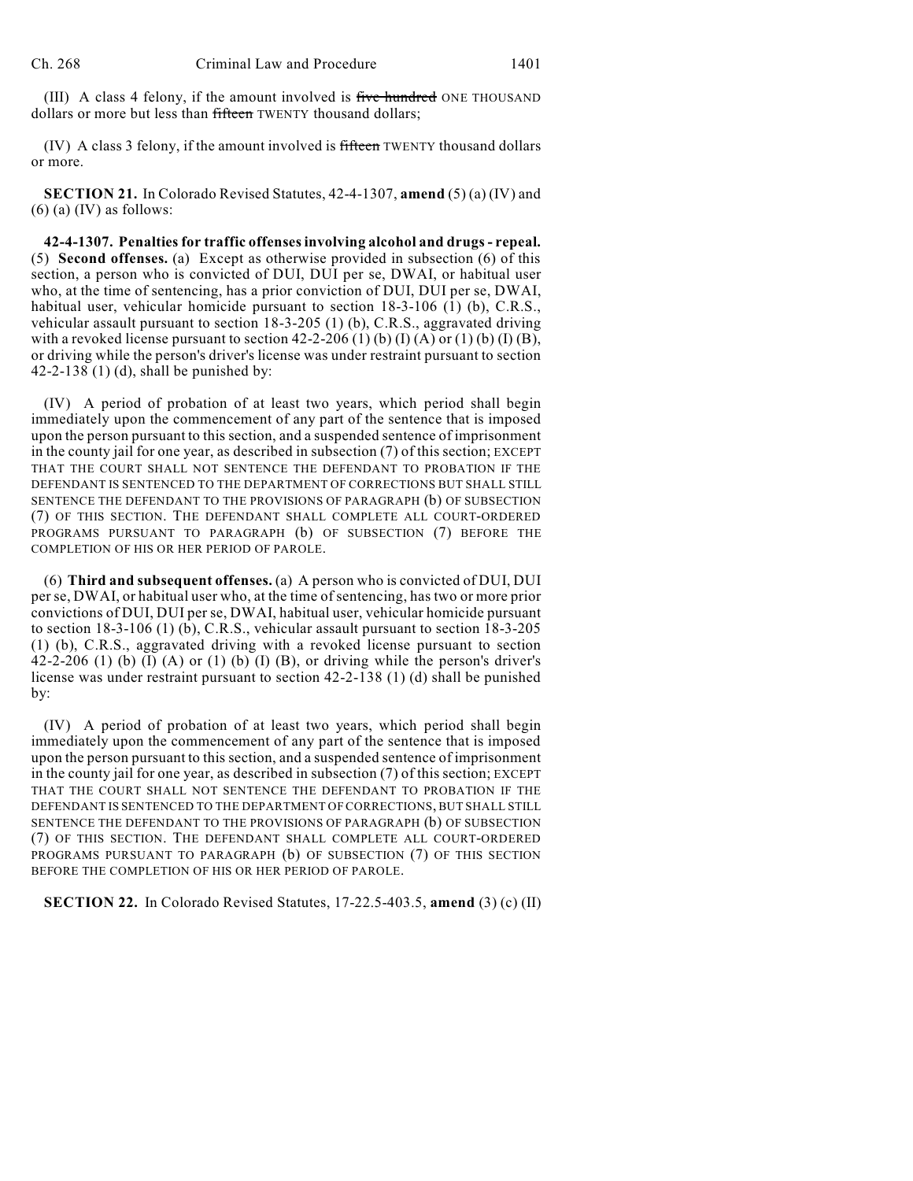(III) A class 4 felony, if the amount involved is ~~five hundred~~ ONE THOUSAND dollars or more but less than ~~fifteen~~ TWENTY thousand dollars;

(IV) A class 3 felony, if the amount involved is ~~fifteen~~ TWENTY thousand dollars or more.

**SECTION 21.** In Colorado Revised Statutes, 42-4-1307, **amend** (5) (a) (IV) and (6) (a) (IV) as follows:

**42-4-1307. Penalties for traffic offenses involving alcohol and drugs - repeal.** (5) **Second offenses.** (a) Except as otherwise provided in subsection (6) of this section, a person who is convicted of DUI, DUI per se, DWAI, or habitual user who, at the time of sentencing, has a prior conviction of DUI, DUI per se, DWAI, habitual user, vehicular homicide pursuant to section 18-3-106 (1) (b), C.R.S., vehicular assault pursuant to section 18-3-205 (1) (b), C.R.S., aggravated driving with a revoked license pursuant to section 42-2-206 (1) (b) (I) (A) or (1) (b) (I) (B), or driving while the person's driver's license was under restraint pursuant to section 42-2-138 (1) (d), shall be punished by:

(IV) A period of probation of at least two years, which period shall begin immediately upon the commencement of any part of the sentence that is imposed upon the person pursuant to this section, and a suspended sentence of imprisonment in the county jail for one year, as described in subsection (7) of this section; EXCEPT THAT THE COURT SHALL NOT SENTENCE THE DEFENDANT TO PROBATION IF THE DEFENDANT IS SENTENCED TO THE DEPARTMENT OF CORRECTIONS BUT SHALL STILL SENTENCE THE DEFENDANT TO THE PROVISIONS OF PARAGRAPH (b) OF SUBSECTION (7) OF THIS SECTION. THE DEFENDANT SHALL COMPLETE ALL COURT-ORDERED PROGRAMS PURSUANT TO PARAGRAPH (b) OF SUBSECTION (7) BEFORE THE COMPLETION OF HIS OR HER PERIOD OF PAROLE.

(6) **Third and subsequent offenses.** (a) A person who is convicted of DUI, DUI per se, DWAI, or habitual user who, at the time of sentencing, has two or more prior convictions of DUI, DUI per se, DWAI, habitual user, vehicular homicide pursuant to section 18-3-106 (1) (b), C.R.S., vehicular assault pursuant to section 18-3-205 (1) (b), C.R.S., aggravated driving with a revoked license pursuant to section 42-2-206 (1) (b) (I) (A) or (1) (b) (I) (B), or driving while the person's driver's license was under restraint pursuant to section 42-2-138 (1) (d) shall be punished by:

(IV) A period of probation of at least two years, which period shall begin immediately upon the commencement of any part of the sentence that is imposed upon the person pursuant to this section, and a suspended sentence of imprisonment in the county jail for one year, as described in subsection (7) of this section; EXCEPT THAT THE COURT SHALL NOT SENTENCE THE DEFENDANT TO PROBATION IF THE DEFENDANT IS SENTENCED TO THE DEPARTMENT OF CORRECTIONS, BUT SHALL STILL SENTENCE THE DEFENDANT TO THE PROVISIONS OF PARAGRAPH (b) OF SUBSECTION (7) OF THIS SECTION. THE DEFENDANT SHALL COMPLETE ALL COURT-ORDERED PROGRAMS PURSUANT TO PARAGRAPH (b) OF SUBSECTION (7) OF THIS SECTION BEFORE THE COMPLETION OF HIS OR HER PERIOD OF PAROLE.

**SECTION 22.** In Colorado Revised Statutes, 17-22.5-403.5, **amend** (3) (c) (II)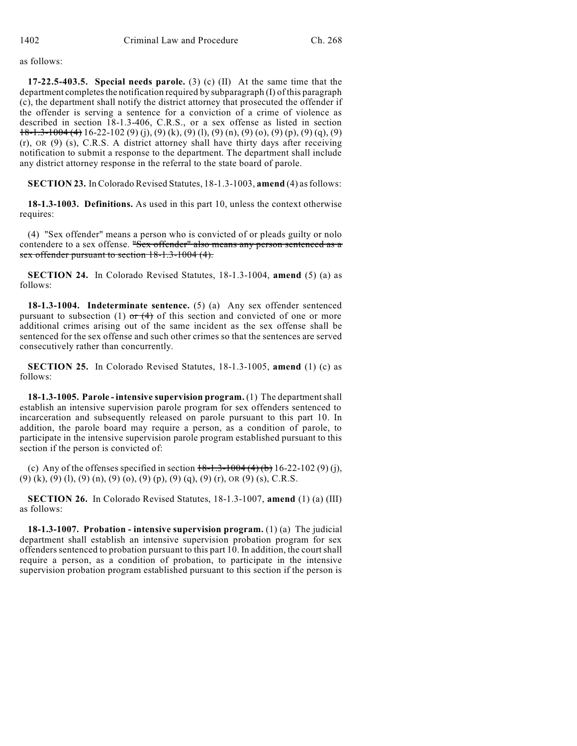as follows:

**17-22.5-403.5. Special needs parole.** (3) (c) (II) At the same time that the department completes the notification required by subparagraph (I) of this paragraph (c), the department shall notify the district attorney that prosecuted the offender if the offender is serving a sentence for a conviction of a crime of violence as described in section 18-1.3-406, C.R.S., or a sex offense as listed in section ~~18-1.3-1004 (4)~~ 16-22-102 (9) (j), (9) (k), (9) (l), (9) (n), (9) (o), (9) (p), (9) (q), (9) (r), OR (9) (s), C.R.S. A district attorney shall have thirty days after receiving notification to submit a response to the department. The department shall include any district attorney response in the referral to the state board of parole.

**SECTION 23.** In Colorado Revised Statutes, 18-1.3-1003, **amend** (4) as follows:

**18-1.3-1003. Definitions.** As used in this part 10, unless the context otherwise requires:

(4) "Sex offender" means a person who is convicted of or pleads guilty or nolo contendere to a sex offense. ~~"Sex offender" also means any person sentenced as a sex offender pursuant to section 18-1.3-1004 (4).~~

**SECTION 24.** In Colorado Revised Statutes, 18-1.3-1004, **amend** (5) (a) as follows:

**18-1.3-1004. Indeterminate sentence.** (5) (a) Any sex offender sentenced pursuant to subsection (1) ~~or (4)~~ of this section and convicted of one or more additional crimes arising out of the same incident as the sex offense shall be sentenced for the sex offense and such other crimes so that the sentences are served consecutively rather than concurrently.

**SECTION 25.** In Colorado Revised Statutes, 18-1.3-1005, **amend** (1) (c) as follows:

**18-1.3-1005. Parole - intensive supervision program.** (1) The department shall establish an intensive supervision parole program for sex offenders sentenced to incarceration and subsequently released on parole pursuant to this part 10. In addition, the parole board may require a person, as a condition of parole, to participate in the intensive supervision parole program established pursuant to this section if the person is convicted of:

(c) Any of the offenses specified in section ~~18-1.3-1004 (4) (b)~~ 16-22-102 (9) (j), (9) (k), (9) (l), (9) (n), (9) (o), (9) (p), (9) (q), (9) (r), OR (9) (s), C.R.S.

**SECTION 26.** In Colorado Revised Statutes, 18-1.3-1007, **amend** (1) (a) (III) as follows:

**18-1.3-1007. Probation - intensive supervision program.** (1) (a) The judicial department shall establish an intensive supervision probation program for sex offenders sentenced to probation pursuant to this part 10. In addition, the court shall require a person, as a condition of probation, to participate in the intensive supervision probation program established pursuant to this section if the person is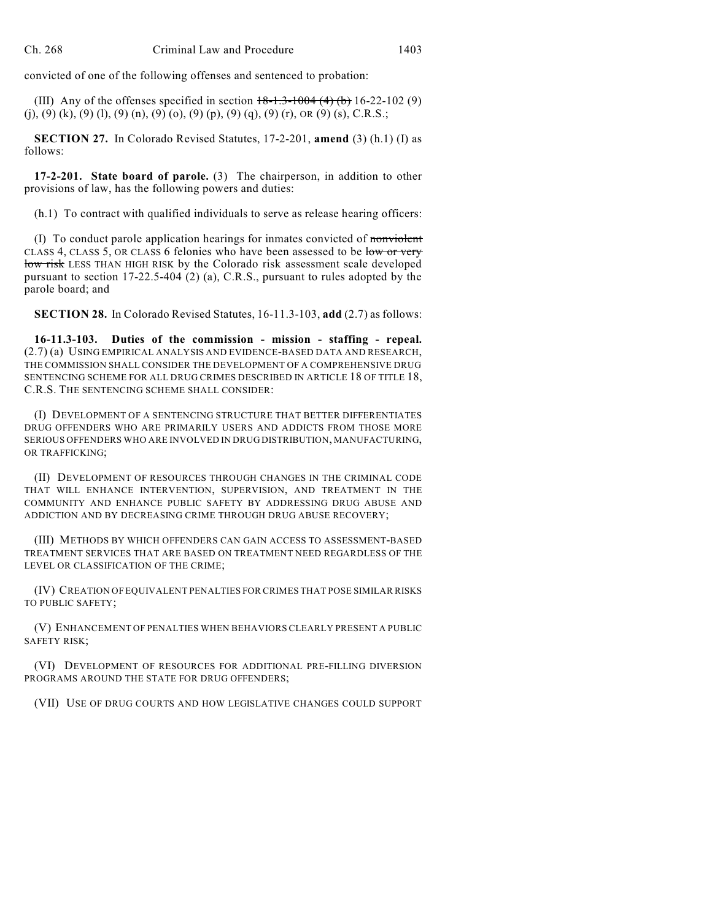convicted of one of the following offenses and sentenced to probation:

(III) Any of the offenses specified in section ~~18-1.3-1004 (4) (b)~~ 16-22-102 (9) (j), (9) (k), (9) (l), (9) (n), (9) (o), (9) (p), (9) (q), (9) (r), OR (9) (s), C.R.S.;

**SECTION 27.** In Colorado Revised Statutes, 17-2-201, **amend** (3) (h.1) (I) as follows:

**17-2-201. State board of parole.** (3) The chairperson, in addition to other provisions of law, has the following powers and duties:

(h.1) To contract with qualified individuals to serve as release hearing officers:

(I) To conduct parole application hearings for inmates convicted of ~~nonviolent~~ CLASS 4, CLASS 5, OR CLASS 6 felonies who have been assessed to be ~~low or very low risk~~ LESS THAN HIGH RISK by the Colorado risk assessment scale developed pursuant to section 17-22.5-404 (2) (a), C.R.S., pursuant to rules adopted by the parole board; and

**SECTION 28.** In Colorado Revised Statutes, 16-11.3-103, **add** (2.7) as follows:

**16-11.3-103. Duties of the commission - mission - staffing - repeal.** (2.7) (a) USING EMPIRICAL ANALYSIS AND EVIDENCE-BASED DATA AND RESEARCH, THE COMMISSION SHALL CONSIDER THE DEVELOPMENT OF A COMPREHENSIVE DRUG SENTENCING SCHEME FOR ALL DRUG CRIMES DESCRIBED IN ARTICLE 18 OF TITLE 18, C.R.S. THE SENTENCING SCHEME SHALL CONSIDER:

(I) DEVELOPMENT OF A SENTENCING STRUCTURE THAT BETTER DIFFERENTIATES DRUG OFFENDERS WHO ARE PRIMARILY USERS AND ADDICTS FROM THOSE MORE SERIOUS OFFENDERS WHO ARE INVOLVED IN DRUG DISTRIBUTION, MANUFACTURING, OR TRAFFICKING;

(II) DEVELOPMENT OF RESOURCES THROUGH CHANGES IN THE CRIMINAL CODE THAT WILL ENHANCE INTERVENTION, SUPERVISION, AND TREATMENT IN THE COMMUNITY AND ENHANCE PUBLIC SAFETY BY ADDRESSING DRUG ABUSE AND ADDICTION AND BY DECREASING CRIME THROUGH DRUG ABUSE RECOVERY;

(III) METHODS BY WHICH OFFENDERS CAN GAIN ACCESS TO ASSESSMENT-BASED TREATMENT SERVICES THAT ARE BASED ON TREATMENT NEED REGARDLESS OF THE LEVEL OR CLASSIFICATION OF THE CRIME;

(IV) CREATION OF EQUIVALENT PENALTIES FOR CRIMES THAT POSE SIMILAR RISKS TO PUBLIC SAFETY;

(V) ENHANCEMENT OF PENALTIES WHEN BEHAVIORS CLEARLY PRESENT A PUBLIC SAFETY RISK;

(VI) DEVELOPMENT OF RESOURCES FOR ADDITIONAL PRE-FILLING DIVERSION PROGRAMS AROUND THE STATE FOR DRUG OFFENDERS;

(VII) USE OF DRUG COURTS AND HOW LEGISLATIVE CHANGES COULD SUPPORT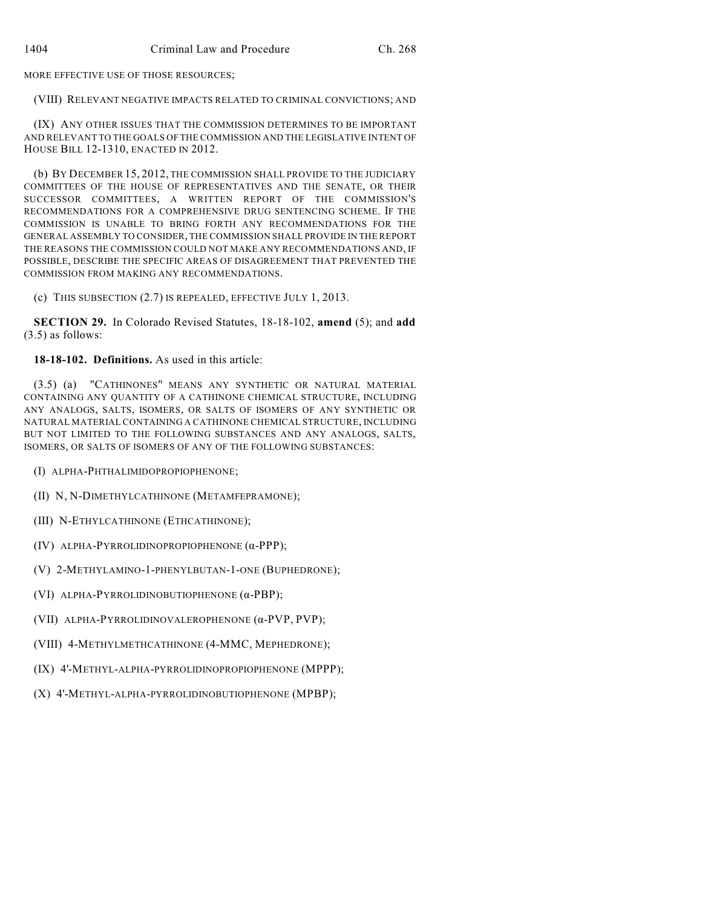MORE EFFECTIVE USE OF THOSE RESOURCES;

(VIII) RELEVANT NEGATIVE IMPACTS RELATED TO CRIMINAL CONVICTIONS; AND

(IX) ANY OTHER ISSUES THAT THE COMMISSION DETERMINES TO BE IMPORTANT AND RELEVANT TO THE GOALS OF THE COMMISSION AND THE LEGISLATIVE INTENT OF HOUSE BILL 12-1310, ENACTED IN 2012.

(b) BY DECEMBER 15, 2012, THE COMMISSION SHALL PROVIDE TO THE JUDICIARY COMMITTEES OF THE HOUSE OF REPRESENTATIVES AND THE SENATE, OR THEIR SUCCESSOR COMMITTEES, A WRITTEN REPORT OF THE COMMISSION'S RECOMMENDATIONS FOR A COMPREHENSIVE DRUG SENTENCING SCHEME. IF THE COMMISSION IS UNABLE TO BRING FORTH ANY RECOMMENDATIONS FOR THE GENERAL ASSEMBLY TO CONSIDER, THE COMMISSION SHALL PROVIDE IN THE REPORT THE REASONS THE COMMISSION COULD NOT MAKE ANY RECOMMENDATIONS AND, IF POSSIBLE, DESCRIBE THE SPECIFIC AREAS OF DISAGREEMENT THAT PREVENTED THE COMMISSION FROM MAKING ANY RECOMMENDATIONS.

(c) THIS SUBSECTION (2.7) IS REPEALED, EFFECTIVE JULY 1, 2013.

**SECTION 29.** In Colorado Revised Statutes, 18-18-102, **amend** (5); and **add** (3.5) as follows:

**18-18-102. Definitions.** As used in this article:

(3.5) (a) "CATHINONES" MEANS ANY SYNTHETIC OR NATURAL MATERIAL CONTAINING ANY QUANTITY OF A CATHINONE CHEMICAL STRUCTURE, INCLUDING ANY ANALOGS, SALTS, ISOMERS, OR SALTS OF ISOMERS OF ANY SYNTHETIC OR NATURAL MATERIAL CONTAINING A CATHINONE CHEMICAL STRUCTURE, INCLUDING BUT NOT LIMITED TO THE FOLLOWING SUBSTANCES AND ANY ANALOGS, SALTS, ISOMERS, OR SALTS OF ISOMERS OF ANY OF THE FOLLOWING SUBSTANCES:

(I) ALPHA-PHTHALIMIDOPROPIOPHENONE;

(II) N, N-DIMETHYLCATHINONE (METAMFEPRAMONE);

(III) N-ETHYLCATHINONE (ETHCATHINONE);

(IV) ALPHA-PYRROLIDINOPROPIOPHENONE (α-PPP);

(V) 2-METHYLAMINO-1-PHENYLBUTAN-1-ONE (BUPHEDRONE);

(VI) ALPHA-PYRROLIDINOBUTIOPHENONE (α-PBP);

(VII) ALPHA-PYRROLIDINOVALEROPHENONE (α-PVP, PVP);

(VIII) 4-METHYLMETHCATHINONE (4-MMC, MEPHEDRONE);

(IX) 4'-METHYL-ALPHA-PYRROLIDINOPROPIOPHENONE (MPPP);

(X) 4'-METHYL-ALPHA-PYRROLIDINOBUTIOPHENONE (MPBP);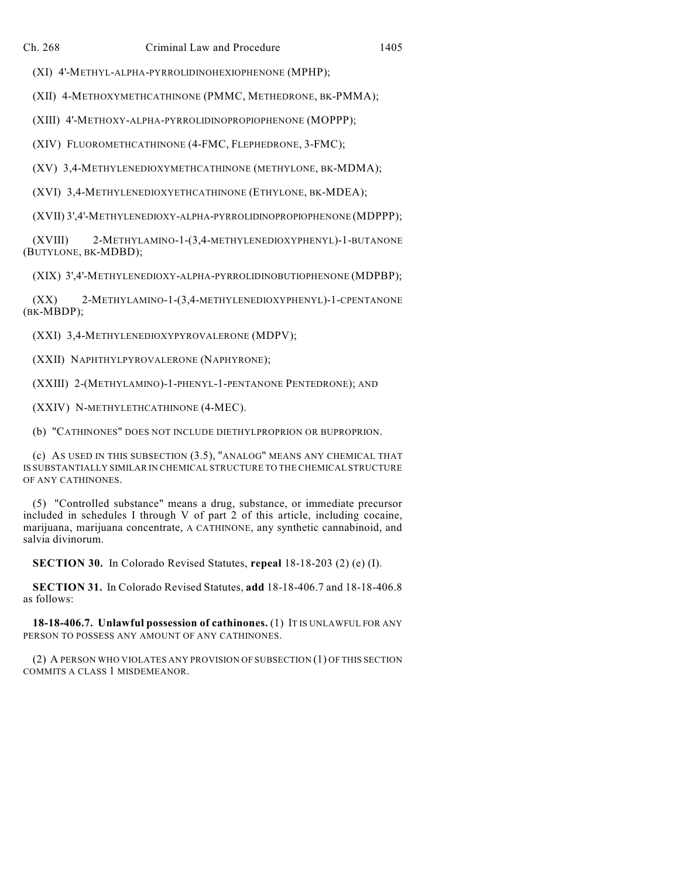(XI) 4'-METHYL-ALPHA-PYRROLIDINOHEXIOPHENONE (MPHP);

(XII) 4-METHOXYMETHCATHINONE (PMMC, METHEDRONE, BK-PMMA);

(XIII) 4'-METHOXY-ALPHA-PYRROLIDINOPROPIOPHENONE (MOPPP);

(XIV) FLUOROMETHCATHINONE (4-FMC, FLEPHEDRONE, 3-FMC);

(XV) 3,4-METHYLENEDIOXYMETHCATHINONE (METHYLONE, BK-MDMA);

(XVI) 3,4-METHYLENEDIOXYETHCATHINONE (ETHYLONE, BK-MDEA);

(XVII) 3',4'-METHYLENEDIOXY-ALPHA-PYRROLIDINOPROPIOPHENONE (MDPPP);

(XVIII) 2-METHYLAMINO-1-(3,4-METHYLENEDIOXYPHENYL)-1-BUTANONE (BUTYLONE, BK-MDBD);

(XIX) 3',4'-METHYLENEDIOXY-ALPHA-PYRROLIDINOBUTIOPHENONE (MDPBP);

(XX) 2-METHYLAMINO-1-(3,4-METHYLENEDIOXYPHENYL)-1-CPENTANONE (BK-MBDP);

(XXI) 3,4-METHYLENEDIOXYPYROVALERONE (MDPV);

(XXII) NAPHTHYLPYROVALERONE (NAPHYRONE);

(XXIII) 2-(METHYLAMINO)-1-PHENYL-1-PENTANONE PENTEDRONE); AND

(XXIV) N-METHYLETHCATHINONE (4-MEC).

(b) "CATHINONES" DOES NOT INCLUDE DIETHYLPROPRION OR BUPROPRION.

(c) AS USED IN THIS SUBSECTION (3.5), "ANALOG" MEANS ANY CHEMICAL THAT IS SUBSTANTIALLY SIMILAR IN CHEMICAL STRUCTURE TO THE CHEMICAL STRUCTURE OF ANY CATHINONES.

(5) "Controlled substance" means a drug, substance, or immediate precursor included in schedules I through V of part 2 of this article, including cocaine, marijuana, marijuana concentrate, A CATHINONE, any synthetic cannabinoid, and salvia divinorum.

**SECTION 30.** In Colorado Revised Statutes, **repeal** 18-18-203 (2) (e) (I).

**SECTION 31.** In Colorado Revised Statutes, **add** 18-18-406.7 and 18-18-406.8 as follows:

**18-18-406.7. Unlawful possession of cathinones.** (1) IT IS UNLAWFUL FOR ANY PERSON TO POSSESS ANY AMOUNT OF ANY CATHINONES.

(2) A PERSON WHO VIOLATES ANY PROVISION OF SUBSECTION (1) OF THIS SECTION COMMITS A CLASS 1 MISDEMEANOR.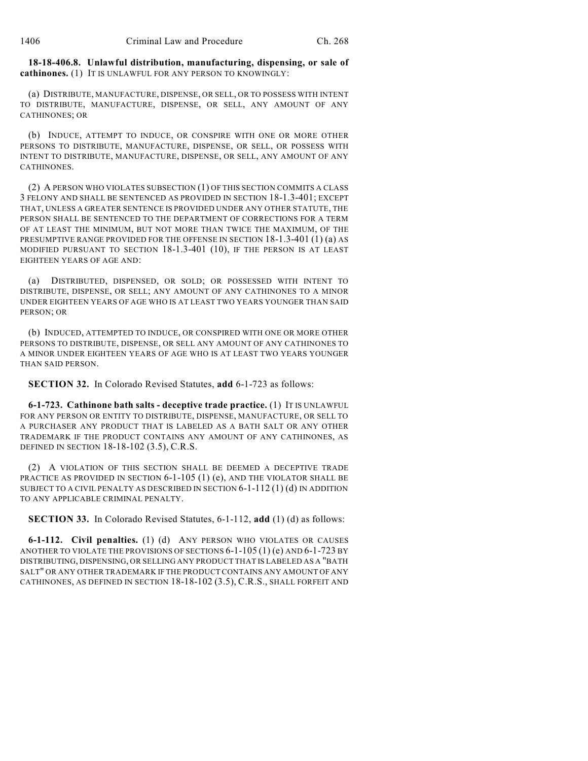**18-18-406.8. Unlawful distribution, manufacturing, dispensing, or sale of cathinones.** (1) IT IS UNLAWFUL FOR ANY PERSON TO KNOWINGLY:

(a) DISTRIBUTE, MANUFACTURE, DISPENSE, OR SELL, OR TO POSSESS WITH INTENT TO DISTRIBUTE, MANUFACTURE, DISPENSE, OR SELL, ANY AMOUNT OF ANY CATHINONES; OR

(b) INDUCE, ATTEMPT TO INDUCE, OR CONSPIRE WITH ONE OR MORE OTHER PERSONS TO DISTRIBUTE, MANUFACTURE, DISPENSE, OR SELL, OR POSSESS WITH INTENT TO DISTRIBUTE, MANUFACTURE, DISPENSE, OR SELL, ANY AMOUNT OF ANY CATHINONES.

(2) A PERSON WHO VIOLATES SUBSECTION (1) OF THIS SECTION COMMITS A CLASS 3 FELONY AND SHALL BE SENTENCED AS PROVIDED IN SECTION 18-1.3-401; EXCEPT THAT, UNLESS A GREATER SENTENCE IS PROVIDED UNDER ANY OTHER STATUTE, THE PERSON SHALL BE SENTENCED TO THE DEPARTMENT OF CORRECTIONS FOR A TERM OF AT LEAST THE MINIMUM, BUT NOT MORE THAN TWICE THE MAXIMUM, OF THE PRESUMPTIVE RANGE PROVIDED FOR THE OFFENSE IN SECTION 18-1.3-401 (1) (a) AS MODIFIED PURSUANT TO SECTION 18-1.3-401 (10), IF THE PERSON IS AT LEAST EIGHTEEN YEARS OF AGE AND:

(a) DISTRIBUTED, DISPENSED, OR SOLD; OR POSSESSED WITH INTENT TO DISTRIBUTE, DISPENSE, OR SELL; ANY AMOUNT OF ANY CATHINONES TO A MINOR UNDER EIGHTEEN YEARS OF AGE WHO IS AT LEAST TWO YEARS YOUNGER THAN SAID PERSON; OR

(b) INDUCED, ATTEMPTED TO INDUCE, OR CONSPIRED WITH ONE OR MORE OTHER PERSONS TO DISTRIBUTE, DISPENSE, OR SELL ANY AMOUNT OF ANY CATHINONES TO A MINOR UNDER EIGHTEEN YEARS OF AGE WHO IS AT LEAST TWO YEARS YOUNGER THAN SAID PERSON.

**SECTION 32.** In Colorado Revised Statutes, **add** 6-1-723 as follows:

**6-1-723. Cathinone bath salts - deceptive trade practice.** (1) IT IS UNLAWFUL FOR ANY PERSON OR ENTITY TO DISTRIBUTE, DISPENSE, MANUFACTURE, OR SELL TO A PURCHASER ANY PRODUCT THAT IS LABELED AS A BATH SALT OR ANY OTHER TRADEMARK IF THE PRODUCT CONTAINS ANY AMOUNT OF ANY CATHINONES, AS DEFINED IN SECTION 18-18-102 (3.5), C.R.S.

(2) A VIOLATION OF THIS SECTION SHALL BE DEEMED A DECEPTIVE TRADE PRACTICE AS PROVIDED IN SECTION 6-1-105 (1) (e), AND THE VIOLATOR SHALL BE SUBJECT TO A CIVIL PENALTY AS DESCRIBED IN SECTION 6-1-112 (1) (d) IN ADDITION TO ANY APPLICABLE CRIMINAL PENALTY.

**SECTION 33.** In Colorado Revised Statutes, 6-1-112, **add** (1) (d) as follows:

**6-1-112. Civil penalties.** (1) (d) ANY PERSON WHO VIOLATES OR CAUSES ANOTHER TO VIOLATE THE PROVISIONS OF SECTIONS 6-1-105 (1) (e) AND 6-1-723 BY DISTRIBUTING, DISPENSING, OR SELLING ANY PRODUCT THAT IS LABELED AS A "BATH SALT" OR ANY OTHER TRADEMARK IF THE PRODUCT CONTAINS ANY AMOUNT OF ANY CATHINONES, AS DEFINED IN SECTION 18-18-102 (3.5), C.R.S., SHALL FORFEIT AND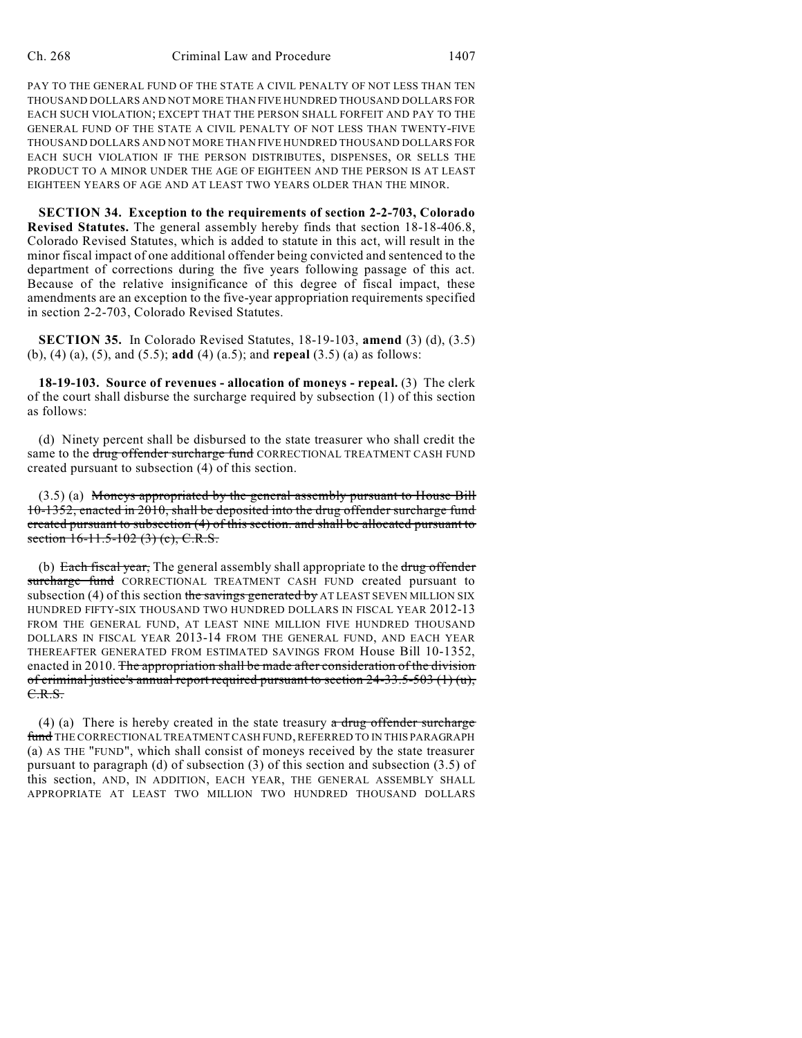PAY TO THE GENERAL FUND OF THE STATE A CIVIL PENALTY OF NOT LESS THAN TEN THOUSAND DOLLARS AND NOT MORE THAN FIVE HUNDRED THOUSAND DOLLARS FOR EACH SUCH VIOLATION; EXCEPT THAT THE PERSON SHALL FORFEIT AND PAY TO THE GENERAL FUND OF THE STATE A CIVIL PENALTY OF NOT LESS THAN TWENTY-FIVE THOUSAND DOLLARS AND NOT MORE THAN FIVE HUNDRED THOUSAND DOLLARS FOR EACH SUCH VIOLATION IF THE PERSON DISTRIBUTES, DISPENSES, OR SELLS THE PRODUCT TO A MINOR UNDER THE AGE OF EIGHTEEN AND THE PERSON IS AT LEAST EIGHTEEN YEARS OF AGE AND AT LEAST TWO YEARS OLDER THAN THE MINOR.

**SECTION 34. Exception to the requirements of section 2-2-703, Colorado Revised Statutes.** The general assembly hereby finds that section 18-18-406.8, Colorado Revised Statutes, which is added to statute in this act, will result in the minor fiscal impact of one additional offender being convicted and sentenced to the department of corrections during the five years following passage of this act. Because of the relative insignificance of this degree of fiscal impact, these amendments are an exception to the five-year appropriation requirements specified in section 2-2-703, Colorado Revised Statutes.

**SECTION 35.** In Colorado Revised Statutes, 18-19-103, **amend** (3) (d), (3.5) (b), (4) (a), (5), and (5.5); **add** (4) (a.5); and **repeal** (3.5) (a) as follows:

**18-19-103. Source of revenues - allocation of moneys - repeal.** (3) The clerk of the court shall disburse the surcharge required by subsection (1) of this section as follows:

(d) Ninety percent shall be disbursed to the state treasurer who shall credit the same to the ~~drug offender surcharge fund~~ CORRECTIONAL TREATMENT CASH FUND created pursuant to subsection (4) of this section.

(3.5) (a) ~~Moneys appropriated by the general assembly pursuant to House Bill 10-1352, enacted in 2010, shall be deposited into the drug offender surcharge fund created pursuant to subsection (4) of this section. and shall be allocated pursuant to section 16-11.5-102 (3) (c), C.R.S.~~

(b) ~~Each fiscal year,~~ The general assembly shall appropriate to the ~~drug offender surcharge fund~~ CORRECTIONAL TREATMENT CASH FUND created pursuant to subsection (4) of this section ~~the savings generated by~~ AT LEAST SEVEN MILLION SIX HUNDRED FIFTY-SIX THOUSAND TWO HUNDRED DOLLARS IN FISCAL YEAR 2012-13 FROM THE GENERAL FUND, AT LEAST NINE MILLION FIVE HUNDRED THOUSAND DOLLARS IN FISCAL YEAR 2013-14 FROM THE GENERAL FUND, AND EACH YEAR THEREAFTER GENERATED FROM ESTIMATED SAVINGS FROM House Bill 10-1352, enacted in 2010. ~~The appropriation shall be made after consideration of the division of criminal justice's annual report required pursuant to section 24-33.5-503 (1) (u), C.R.S.~~

(4) (a) There is hereby created in the state treasury ~~a drug offender surcharge fund~~ THE CORRECTIONAL TREATMENT CASH FUND, REFERRED TO IN THIS PARAGRAPH (a) AS THE "FUND", which shall consist of moneys received by the state treasurer pursuant to paragraph (d) of subsection (3) of this section and subsection (3.5) of this section, AND, IN ADDITION, EACH YEAR, THE GENERAL ASSEMBLY SHALL APPROPRIATE AT LEAST TWO MILLION TWO HUNDRED THOUSAND DOLLARS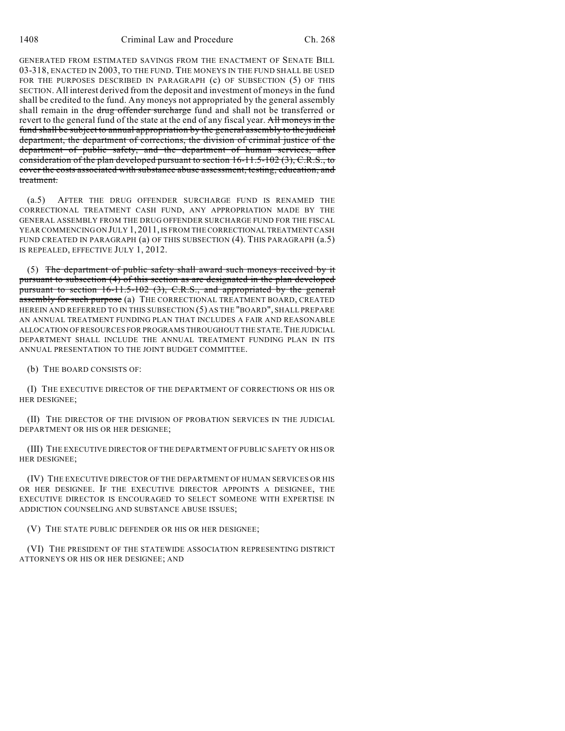GENERATED FROM ESTIMATED SAVINGS FROM THE ENACTMENT OF SENATE BILL 03-318, ENACTED IN 2003, TO THE FUND. THE MONEYS IN THE FUND SHALL BE USED FOR THE PURPOSES DESCRIBED IN PARAGRAPH (c) OF SUBSECTION (5) OF THIS SECTION. All interest derived from the deposit and investment of moneys in the fund shall be credited to the fund. Any moneys not appropriated by the general assembly shall remain in the ~~drug offender surcharge~~ fund and shall not be transferred or revert to the general fund of the state at the end of any fiscal year. ~~All moneys in the fund shall be subject to annual appropriation by the general assembly to the judicial department, the department of corrections, the division of criminal justice of the department of public safety, and the department of human services, after consideration of the plan developed pursuant to section 16-11.5-102 (3), C.R.S., to cover the costs associated with substance abuse assessment, testing, education, and treatment.~~

(a.5) AFTER THE DRUG OFFENDER SURCHARGE FUND IS RENAMED THE CORRECTIONAL TREATMENT CASH FUND, ANY APPROPRIATION MADE BY THE GENERAL ASSEMBLY FROM THE DRUG OFFENDER SURCHARGE FUND FOR THE FISCAL YEAR COMMENCING ON JULY 1, 2011, IS FROM THE CORRECTIONAL TREATMENT CASH FUND CREATED IN PARAGRAPH (a) OF THIS SUBSECTION (4). THIS PARAGRAPH (a.5) IS REPEALED, EFFECTIVE JULY 1, 2012.

(5) ~~The department of public safety shall award such moneys received by it pursuant to subsection (4) of this section as are designated in the plan developed pursuant to section 16-11.5-102 (3), C.R.S., and appropriated by the general assembly for such purpose~~ (a) THE CORRECTIONAL TREATMENT BOARD, CREATED HEREIN AND REFERRED TO IN THIS SUBSECTION (5) AS THE "BOARD", SHALL PREPARE AN ANNUAL TREATMENT FUNDING PLAN THAT INCLUDES A FAIR AND REASONABLE ALLOCATION OF RESOURCES FOR PROGRAMS THROUGHOUT THE STATE. THE JUDICIAL DEPARTMENT SHALL INCLUDE THE ANNUAL TREATMENT FUNDING PLAN IN ITS ANNUAL PRESENTATION TO THE JOINT BUDGET COMMITTEE.

(b) THE BOARD CONSISTS OF:

(I) THE EXECUTIVE DIRECTOR OF THE DEPARTMENT OF CORRECTIONS OR HIS OR HER DESIGNEE;

(II) THE DIRECTOR OF THE DIVISION OF PROBATION SERVICES IN THE JUDICIAL DEPARTMENT OR HIS OR HER DESIGNEE;

(III) THE EXECUTIVE DIRECTOR OF THE DEPARTMENT OF PUBLIC SAFETY OR HIS OR HER DESIGNEE;

(IV) THE EXECUTIVE DIRECTOR OF THE DEPARTMENT OF HUMAN SERVICES OR HIS OR HER DESIGNEE. IF THE EXECUTIVE DIRECTOR APPOINTS A DESIGNEE, THE EXECUTIVE DIRECTOR IS ENCOURAGED TO SELECT SOMEONE WITH EXPERTISE IN ADDICTION COUNSELING AND SUBSTANCE ABUSE ISSUES;

(V) THE STATE PUBLIC DEFENDER OR HIS OR HER DESIGNEE;

(VI) THE PRESIDENT OF THE STATEWIDE ASSOCIATION REPRESENTING DISTRICT ATTORNEYS OR HIS OR HER DESIGNEE; AND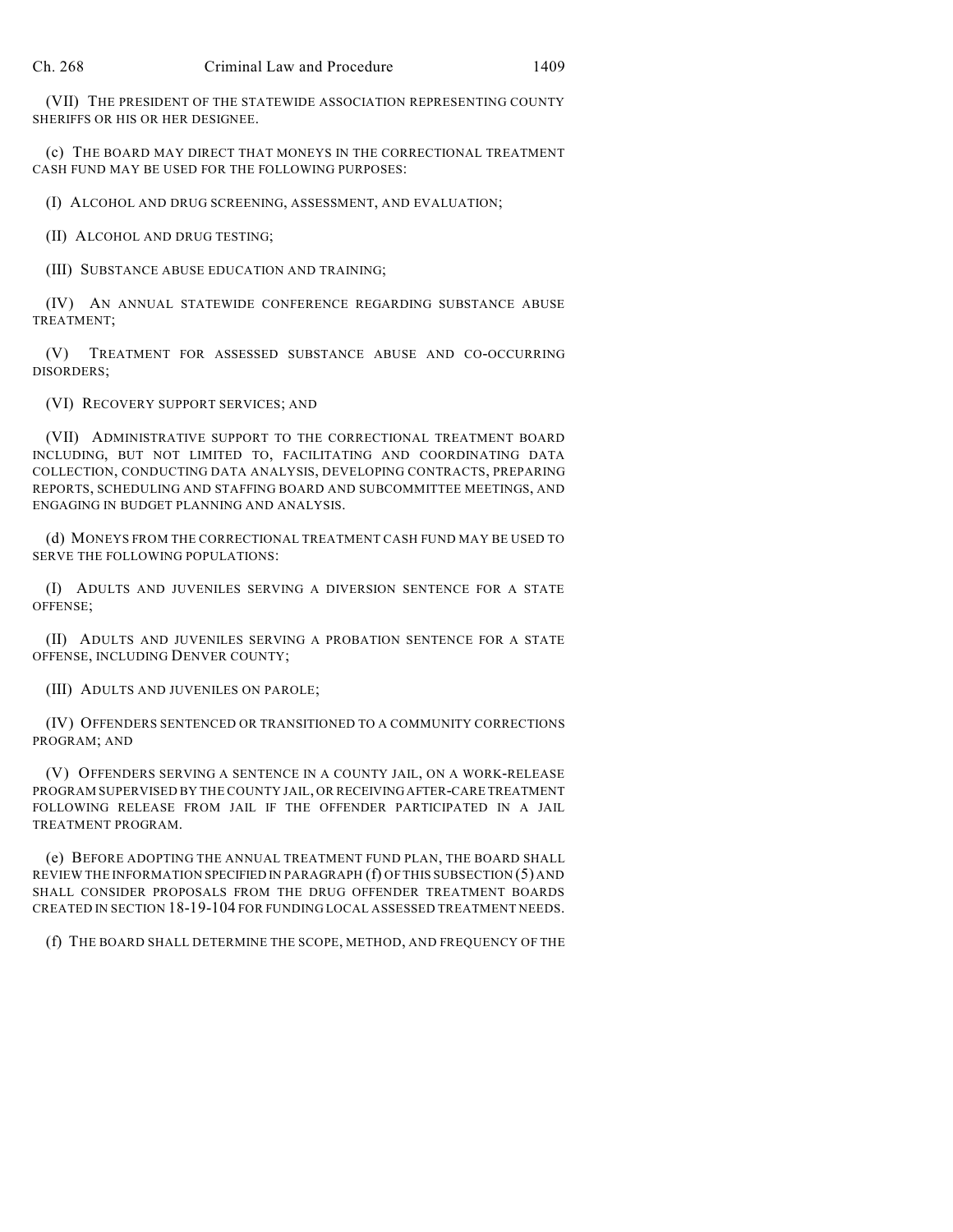(VII) THE PRESIDENT OF THE STATEWIDE ASSOCIATION REPRESENTING COUNTY SHERIFFS OR HIS OR HER DESIGNEE.

(c) THE BOARD MAY DIRECT THAT MONEYS IN THE CORRECTIONAL TREATMENT CASH FUND MAY BE USED FOR THE FOLLOWING PURPOSES:

(I) ALCOHOL AND DRUG SCREENING, ASSESSMENT, AND EVALUATION;

(II) ALCOHOL AND DRUG TESTING;

(III) SUBSTANCE ABUSE EDUCATION AND TRAINING;

(IV) AN ANNUAL STATEWIDE CONFERENCE REGARDING SUBSTANCE ABUSE TREATMENT;

(V) TREATMENT FOR ASSESSED SUBSTANCE ABUSE AND CO-OCCURRING DISORDERS;

(VI) RECOVERY SUPPORT SERVICES; AND

(VII) ADMINISTRATIVE SUPPORT TO THE CORRECTIONAL TREATMENT BOARD INCLUDING, BUT NOT LIMITED TO, FACILITATING AND COORDINATING DATA COLLECTION, CONDUCTING DATA ANALYSIS, DEVELOPING CONTRACTS, PREPARING REPORTS, SCHEDULING AND STAFFING BOARD AND SUBCOMMITTEE MEETINGS, AND ENGAGING IN BUDGET PLANNING AND ANALYSIS.

(d) MONEYS FROM THE CORRECTIONAL TREATMENT CASH FUND MAY BE USED TO SERVE THE FOLLOWING POPULATIONS:

(I) ADULTS AND JUVENILES SERVING A DIVERSION SENTENCE FOR A STATE OFFENSE;

(II) ADULTS AND JUVENILES SERVING A PROBATION SENTENCE FOR A STATE OFFENSE, INCLUDING DENVER COUNTY;

(III) ADULTS AND JUVENILES ON PAROLE;

(IV) OFFENDERS SENTENCED OR TRANSITIONED TO A COMMUNITY CORRECTIONS PROGRAM; AND

(V) OFFENDERS SERVING A SENTENCE IN A COUNTY JAIL, ON A WORK-RELEASE PROGRAM SUPERVISED BY THE COUNTY JAIL, OR RECEIVING AFTER-CARE TREATMENT FOLLOWING RELEASE FROM JAIL IF THE OFFENDER PARTICIPATED IN A JAIL TREATMENT PROGRAM.

(e) BEFORE ADOPTING THE ANNUAL TREATMENT FUND PLAN, THE BOARD SHALL REVIEW THE INFORMATION SPECIFIED IN PARAGRAPH (f) OF THIS SUBSECTION (5) AND SHALL CONSIDER PROPOSALS FROM THE DRUG OFFENDER TREATMENT BOARDS CREATED IN SECTION 18-19-104 FOR FUNDING LOCAL ASSESSED TREATMENT NEEDS.

(f) THE BOARD SHALL DETERMINE THE SCOPE, METHOD, AND FREQUENCY OF THE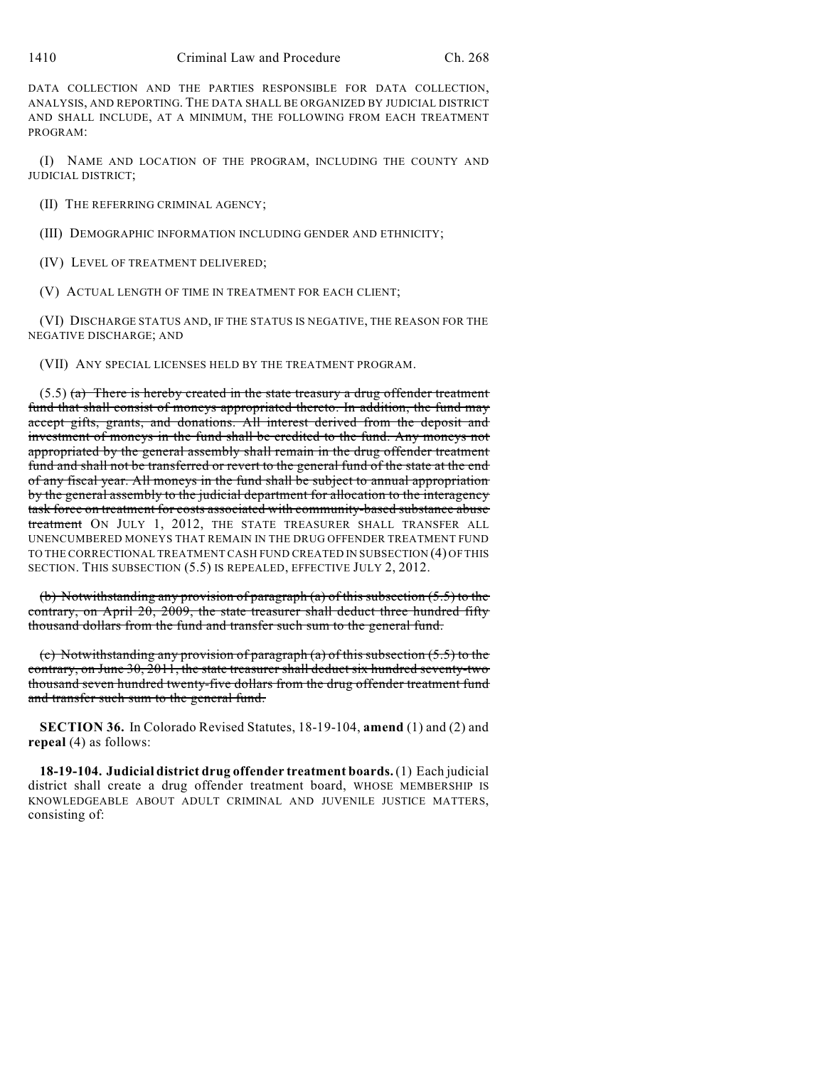DATA COLLECTION AND THE PARTIES RESPONSIBLE FOR DATA COLLECTION, ANALYSIS, AND REPORTING. THE DATA SHALL BE ORGANIZED BY JUDICIAL DISTRICT AND SHALL INCLUDE, AT A MINIMUM, THE FOLLOWING FROM EACH TREATMENT PROGRAM:

(I) NAME AND LOCATION OF THE PROGRAM, INCLUDING THE COUNTY AND JUDICIAL DISTRICT;

(II) THE REFERRING CRIMINAL AGENCY;

(III) DEMOGRAPHIC INFORMATION INCLUDING GENDER AND ETHNICITY;

(IV) LEVEL OF TREATMENT DELIVERED;

(V) ACTUAL LENGTH OF TIME IN TREATMENT FOR EACH CLIENT;

(VI) DISCHARGE STATUS AND, IF THE STATUS IS NEGATIVE, THE REASON FOR THE NEGATIVE DISCHARGE; AND

(VII) ANY SPECIAL LICENSES HELD BY THE TREATMENT PROGRAM.

(5.5) ~~(a) There is hereby created in the state treasury a drug offender treatment fund that shall consist of moneys appropriated thereto. In addition, the fund may accept gifts, grants, and donations. All interest derived from the deposit and investment of moneys in the fund shall be credited to the fund. Any moneys not appropriated by the general assembly shall remain in the drug offender treatment fund and shall not be transferred or revert to the general fund of the state at the end of any fiscal year. All moneys in the fund shall be subject to annual appropriation by the general assembly to the judicial department for allocation to the interagency task force on treatment for costs associated with community-based substance abuse treatment~~ ON JULY 1, 2012, THE STATE TREASURER SHALL TRANSFER ALL UNENCUMBERED MONEYS THAT REMAIN IN THE DRUG OFFENDER TREATMENT FUND TO THE CORRECTIONAL TREATMENT CASH FUND CREATED IN SUBSECTION (4) OF THIS SECTION. THIS SUBSECTION (5.5) IS REPEALED, EFFECTIVE JULY 2, 2012.

~~(b) Notwithstanding any provision of paragraph (a) of this subsection (5.5) to the contrary, on April 20, 2009, the state treasurer shall deduct three hundred fifty thousand dollars from the fund and transfer such sum to the general fund.~~

~~(c) Notwithstanding any provision of paragraph (a) of this subsection (5.5) to the contrary, on June 30, 2011, the state treasurer shall deduct six hundred seventy-two thousand seven hundred twenty-five dollars from the drug offender treatment fund and transfer such sum to the general fund.~~

**SECTION 36.** In Colorado Revised Statutes, 18-19-104, **amend** (1) and (2) and **repeal** (4) as follows:

**18-19-104. Judicial district drug offender treatment boards.** (1) Each judicial district shall create a drug offender treatment board, WHOSE MEMBERSHIP IS KNOWLEDGEABLE ABOUT ADULT CRIMINAL AND JUVENILE JUSTICE MATTERS, consisting of: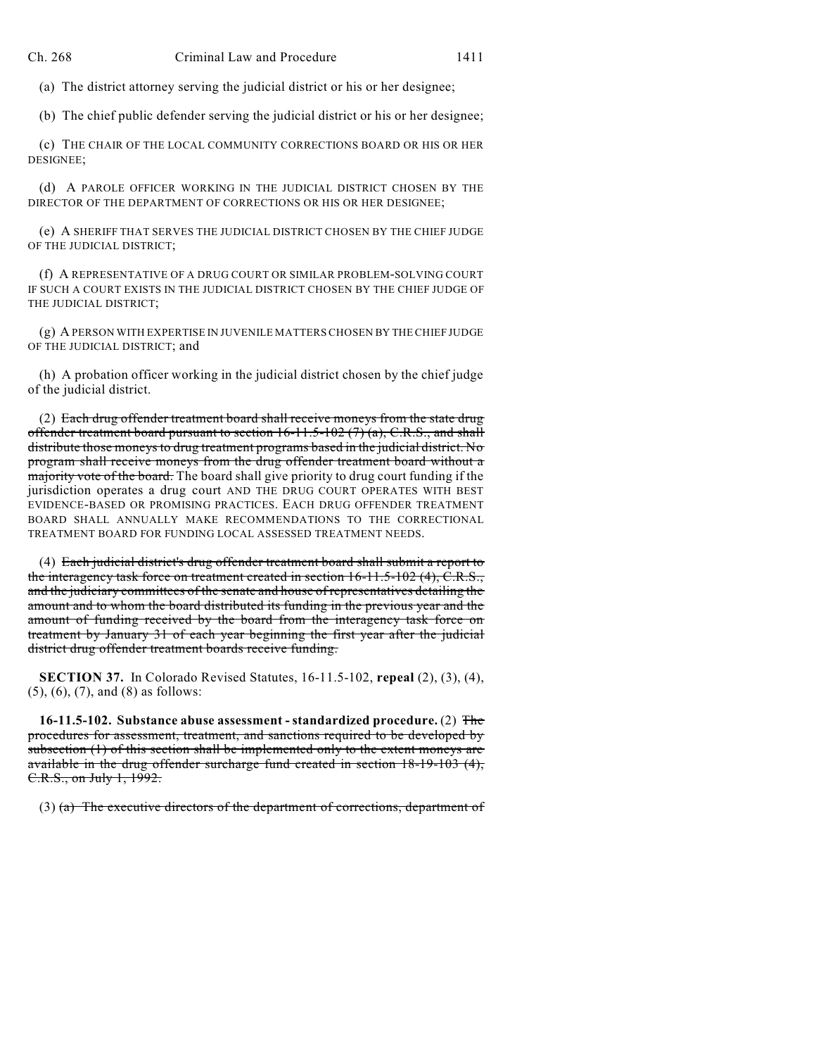(a) The district attorney serving the judicial district or his or her designee;

(b) The chief public defender serving the judicial district or his or her designee;

(c) THE CHAIR OF THE LOCAL COMMUNITY CORRECTIONS BOARD OR HIS OR HER DESIGNEE;

(d) A PAROLE OFFICER WORKING IN THE JUDICIAL DISTRICT CHOSEN BY THE DIRECTOR OF THE DEPARTMENT OF CORRECTIONS OR HIS OR HER DESIGNEE;

(e) A SHERIFF THAT SERVES THE JUDICIAL DISTRICT CHOSEN BY THE CHIEF JUDGE OF THE JUDICIAL DISTRICT;

(f) A REPRESENTATIVE OF A DRUG COURT OR SIMILAR PROBLEM-SOLVING COURT IF SUCH A COURT EXISTS IN THE JUDICIAL DISTRICT CHOSEN BY THE CHIEF JUDGE OF THE JUDICIAL DISTRICT;

(g) A PERSON WITH EXPERTISE IN JUVENILE MATTERS CHOSEN BY THE CHIEF JUDGE OF THE JUDICIAL DISTRICT; and

(h) A probation officer working in the judicial district chosen by the chief judge of the judicial district.

(2) ~~Each drug offender treatment board shall receive moneys from the state drug offender treatment board pursuant to section 16-11.5-102 (7) (a), C.R.S., and shall distribute those moneys to drug treatment programs based in the judicial district. No program shall receive moneys from the drug offender treatment board without a majority vote of the board.~~ The board shall give priority to drug court funding if the jurisdiction operates a drug court AND THE DRUG COURT OPERATES WITH BEST EVIDENCE-BASED OR PROMISING PRACTICES. EACH DRUG OFFENDER TREATMENT BOARD SHALL ANNUALLY MAKE RECOMMENDATIONS TO THE CORRECTIONAL TREATMENT BOARD FOR FUNDING LOCAL ASSESSED TREATMENT NEEDS.

(4) ~~Each judicial district's drug offender treatment board shall submit a report to the interagency task force on treatment created in section 16-11.5-102 (4), C.R.S., and the judiciary committees of the senate and house of representatives detailing the amount and to whom the board distributed its funding in the previous year and the amount of funding received by the board from the interagency task force on treatment by January 31 of each year beginning the first year after the judicial district drug offender treatment boards receive funding.~~

**SECTION 37.** In Colorado Revised Statutes, 16-11.5-102, **repeal** (2), (3), (4), (5), (6), (7), and (8) as follows:

**16-11.5-102. Substance abuse assessment - standardized procedure.** (2) ~~The procedures for assessment, treatment, and sanctions required to be developed by subsection (1) of this section shall be implemented only to the extent moneys are available in the drug offender surcharge fund created in section 18-19-103 (4), C.R.S., on July 1, 1992.~~

(3) ~~(a) The executive directors of the department of corrections, department of~~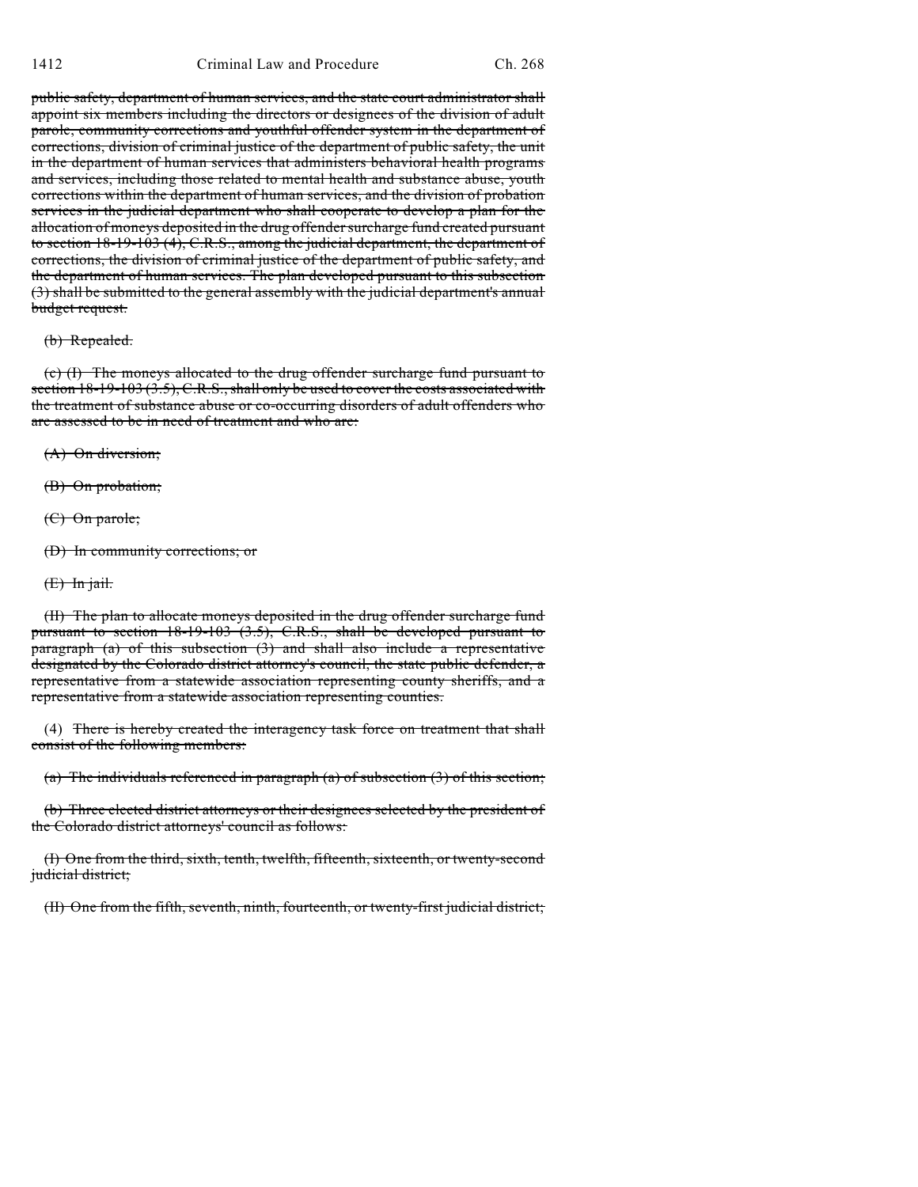~~public safety, department of human services, and the state court administrator shall appoint six members including the directors or designees of the division of adult parole, community corrections and youthful offender system in the department of corrections, division of criminal justice of the department of public safety, the unit in the department of human services that administers behavioral health programs and services, including those related to mental health and substance abuse, youth corrections within the department of human services, and the division of probation services in the judicial department who shall cooperate to develop a plan for the allocation of moneys deposited in the drug offender surcharge fund created pursuant to section 18-19-103 (4), C.R.S., among the judicial department, the department of corrections, the division of criminal justice of the department of public safety, and the department of human services. The plan developed pursuant to this subsection (3) shall be submitted to the general assembly with the judicial department's annual budget request.~~

~~(b) Repealed.~~

~~(c) (I) The moneys allocated to the drug offender surcharge fund pursuant to section 18-19-103 (3.5), C.R.S., shall only be used to cover the costs associated with the treatment of substance abuse or co-occurring disorders of adult offenders who are assessed to be in need of treatment and who are:~~

~~(A) On diversion;~~

~~(B) On probation;~~

~~(C) On parole;~~

~~(D) In community corrections; or~~

~~(E) In jail.~~

~~(II) The plan to allocate moneys deposited in the drug offender surcharge fund pursuant to section 18-19-103 (3.5), C.R.S., shall be developed pursuant to paragraph (a) of this subsection (3) and shall also include a representative designated by the Colorado district attorney's council, the state public defender, a representative from a statewide association representing county sheriffs, and a representative from a statewide association representing counties.~~

(4) ~~There is hereby created the interagency task force on treatment that shall consist of the following members:~~

~~(a) The individuals referenced in paragraph (a) of subsection (3) of this section;~~

~~(b) Three elected district attorneys or their designees selected by the president of the Colorado district attorneys' council as follows:~~

~~(I) One from the third, sixth, tenth, twelfth, fifteenth, sixteenth, or twenty-second judicial district;~~

~~(II) One from the fifth, seventh, ninth, fourteenth, or twenty-first judicial district;~~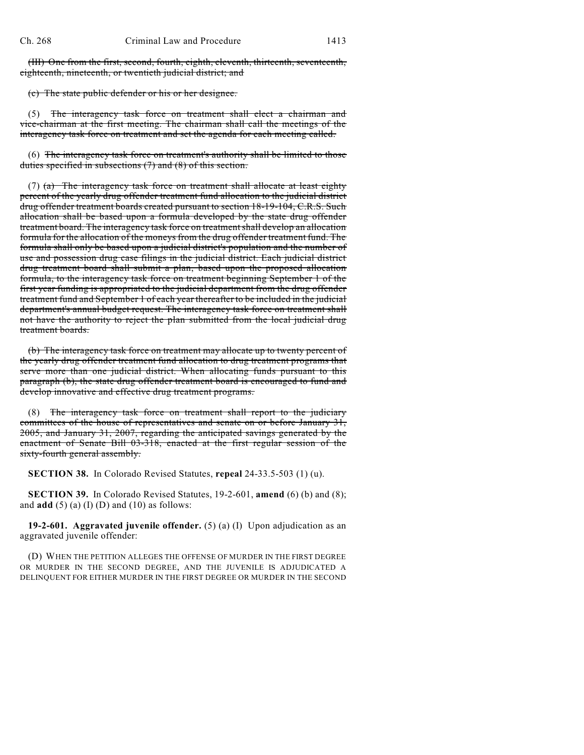(III) One from the first, second, fourth, eighth, eleventh, thirteenth, seventeenth, eighteenth, nineteenth, or twentieth judicial district; and

(c) The state public defender or his or her designee.

(5) The interagency task force on treatment shall elect a chairman and vice-chairman at the first meeting. The chairman shall call the meetings of the interagency task force on treatment and set the agenda for each meeting called.

(6) The interagency task force on treatment's authority shall be limited to those duties specified in subsections (7) and (8) of this section.

(7) (a) The interagency task force on treatment shall allocate at least eighty percent of the yearly drug offender treatment fund allocation to the judicial district drug offender treatment boards created pursuant to section 18-19-104, C.R.S. Such allocation shall be based upon a formula developed by the state drug offender treatment board. The interagency task force on treatment shall develop an allocation formula for the allocation of the moneys from the drug offender treatment fund. The formula shall only be based upon a judicial district's population and the number of use and possession drug case filings in the judicial district. Each judicial district drug treatment board shall submit a plan, based upon the proposed allocation formula, to the interagency task force on treatment beginning September 1 of the first year funding is appropriated to the judicial department from the drug offender treatment fund and September 1 of each year thereafter to be included in the judicial department's annual budget request. The interagency task force on treatment shall not have the authority to reject the plan submitted from the local judicial drug treatment boards.

(b) The interagency task force on treatment may allocate up to twenty percent of the yearly drug offender treatment fund allocation to drug treatment programs that serve more than one judicial district. When allocating funds pursuant to this paragraph (b), the state drug offender treatment board is encouraged to fund and develop innovative and effective drug treatment programs.

(8) The interagency task force on treatment shall report to the judiciary committees of the house of representatives and senate on or before January 31, 2005, and January 31, 2007, regarding the anticipated savings generated by the enactment of Senate Bill 03-318, enacted at the first regular session of the sixty-fourth general assembly.

**SECTION 38.** In Colorado Revised Statutes, **repeal** 24-33.5-503 (1) (u).

**SECTION 39.** In Colorado Revised Statutes, 19-2-601, **amend** (6) (b) and (8); and **add** (5) (a) (I) (D) and (10) as follows:

**19-2-601. Aggravated juvenile offender.** (5) (a) (I) Upon adjudication as an aggravated juvenile offender:

(D) WHEN THE PETITION ALLEGES THE OFFENSE OF MURDER IN THE FIRST DEGREE OR MURDER IN THE SECOND DEGREE, AND THE JUVENILE IS ADJUDICATED A DELINQUENT FOR EITHER MURDER IN THE FIRST DEGREE OR MURDER IN THE SECOND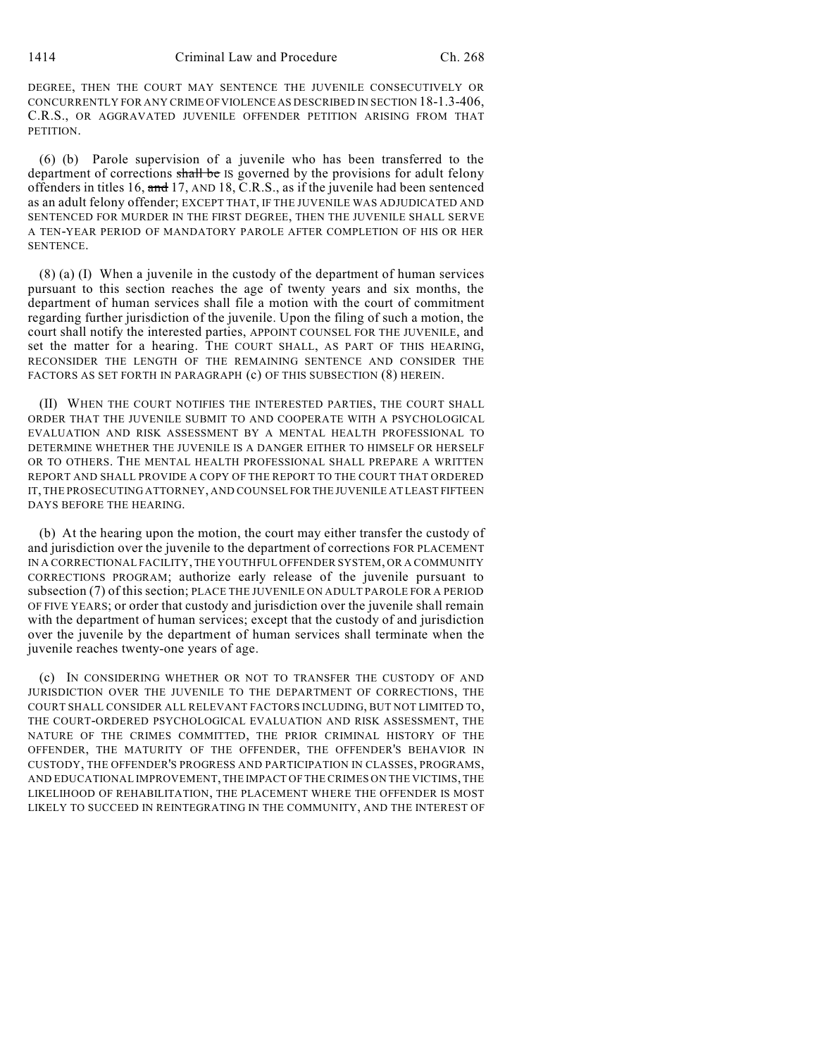DEGREE, THEN THE COURT MAY SENTENCE THE JUVENILE CONSECUTIVELY OR CONCURRENTLY FOR ANY CRIME OF VIOLENCE AS DESCRIBED IN SECTION 18-1.3-406, C.R.S., OR AGGRAVATED JUVENILE OFFENDER PETITION ARISING FROM THAT PETITION.

(6) (b) Parole supervision of a juvenile who has been transferred to the department of corrections ~~shall be~~ IS governed by the provisions for adult felony offenders in titles 16, ~~and~~ 17, AND 18, C.R.S., as if the juvenile had been sentenced as an adult felony offender; EXCEPT THAT, IF THE JUVENILE WAS ADJUDICATED AND SENTENCED FOR MURDER IN THE FIRST DEGREE, THEN THE JUVENILE SHALL SERVE A TEN-YEAR PERIOD OF MANDATORY PAROLE AFTER COMPLETION OF HIS OR HER SENTENCE.

(8) (a) (I) When a juvenile in the custody of the department of human services pursuant to this section reaches the age of twenty years and six months, the department of human services shall file a motion with the court of commitment regarding further jurisdiction of the juvenile. Upon the filing of such a motion, the court shall notify the interested parties, APPOINT COUNSEL FOR THE JUVENILE, and set the matter for a hearing. THE COURT SHALL, AS PART OF THIS HEARING, RECONSIDER THE LENGTH OF THE REMAINING SENTENCE AND CONSIDER THE FACTORS AS SET FORTH IN PARAGRAPH (c) OF THIS SUBSECTION (8) HEREIN.

(II) WHEN THE COURT NOTIFIES THE INTERESTED PARTIES, THE COURT SHALL ORDER THAT THE JUVENILE SUBMIT TO AND COOPERATE WITH A PSYCHOLOGICAL EVALUATION AND RISK ASSESSMENT BY A MENTAL HEALTH PROFESSIONAL TO DETERMINE WHETHER THE JUVENILE IS A DANGER EITHER TO HIMSELF OR HERSELF OR TO OTHERS. THE MENTAL HEALTH PROFESSIONAL SHALL PREPARE A WRITTEN REPORT AND SHALL PROVIDE A COPY OF THE REPORT TO THE COURT THAT ORDERED IT, THE PROSECUTING ATTORNEY, AND COUNSEL FOR THE JUVENILE AT LEAST FIFTEEN DAYS BEFORE THE HEARING.

(b) At the hearing upon the motion, the court may either transfer the custody of and jurisdiction over the juvenile to the department of corrections FOR PLACEMENT IN A CORRECTIONAL FACILITY, THE YOUTHFUL OFFENDER SYSTEM, OR A COMMUNITY CORRECTIONS PROGRAM; authorize early release of the juvenile pursuant to subsection (7) of this section; PLACE THE JUVENILE ON ADULT PAROLE FOR A PERIOD OF FIVE YEARS; or order that custody and jurisdiction over the juvenile shall remain with the department of human services; except that the custody of and jurisdiction over the juvenile by the department of human services shall terminate when the juvenile reaches twenty-one years of age.

(c) IN CONSIDERING WHETHER OR NOT TO TRANSFER THE CUSTODY OF AND JURISDICTION OVER THE JUVENILE TO THE DEPARTMENT OF CORRECTIONS, THE COURT SHALL CONSIDER ALL RELEVANT FACTORS INCLUDING, BUT NOT LIMITED TO, THE COURT-ORDERED PSYCHOLOGICAL EVALUATION AND RISK ASSESSMENT, THE NATURE OF THE CRIMES COMMITTED, THE PRIOR CRIMINAL HISTORY OF THE OFFENDER, THE MATURITY OF THE OFFENDER, THE OFFENDER'S BEHAVIOR IN CUSTODY, THE OFFENDER'S PROGRESS AND PARTICIPATION IN CLASSES, PROGRAMS, AND EDUCATIONAL IMPROVEMENT, THE IMPACT OF THE CRIMES ON THE VICTIMS, THE LIKELIHOOD OF REHABILITATION, THE PLACEMENT WHERE THE OFFENDER IS MOST LIKELY TO SUCCEED IN REINTEGRATING IN THE COMMUNITY, AND THE INTEREST OF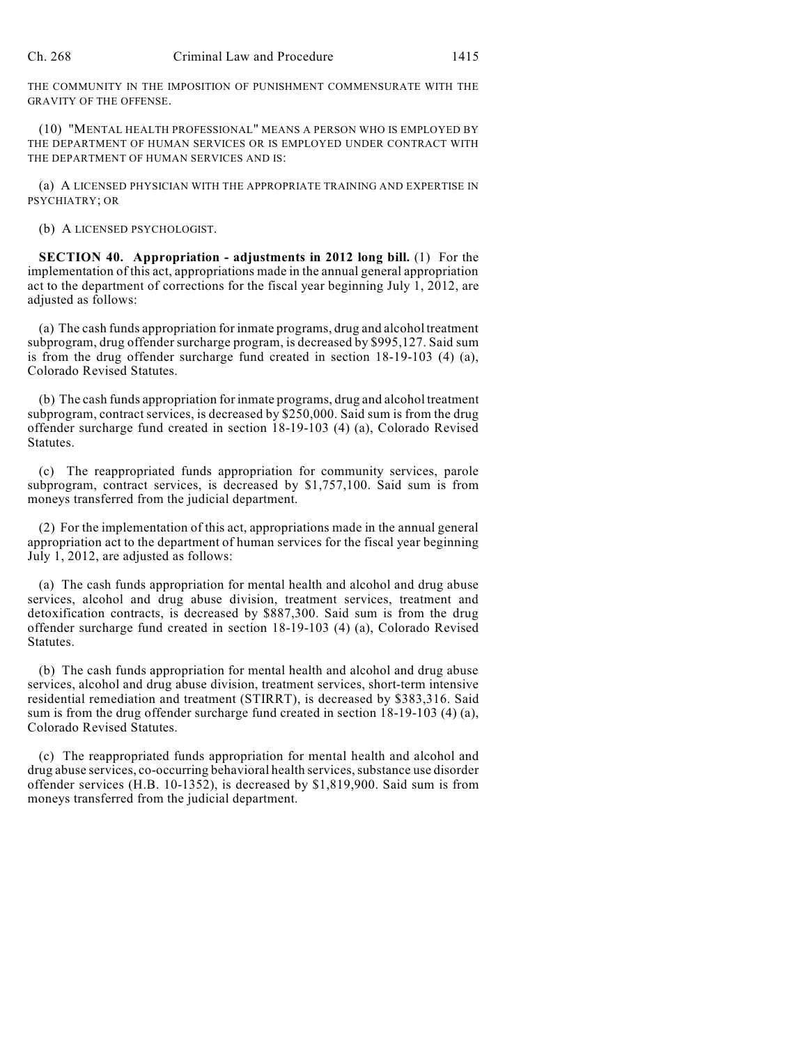THE COMMUNITY IN THE IMPOSITION OF PUNISHMENT COMMENSURATE WITH THE GRAVITY OF THE OFFENSE.

(10) "MENTAL HEALTH PROFESSIONAL" MEANS A PERSON WHO IS EMPLOYED BY THE DEPARTMENT OF HUMAN SERVICES OR IS EMPLOYED UNDER CONTRACT WITH THE DEPARTMENT OF HUMAN SERVICES AND IS:

(a) A LICENSED PHYSICIAN WITH THE APPROPRIATE TRAINING AND EXPERTISE IN PSYCHIATRY; OR

(b) A LICENSED PSYCHOLOGIST.

**SECTION 40. Appropriation - adjustments in 2012 long bill.** (1) For the implementation of this act, appropriations made in the annual general appropriation act to the department of corrections for the fiscal year beginning July 1, 2012, are adjusted as follows:

(a) The cash funds appropriation for inmate programs, drug and alcohol treatment subprogram, drug offender surcharge program, is decreased by $995,127. Said sum is from the drug offender surcharge fund created in section 18-19-103 (4) (a), Colorado Revised Statutes.

(b) The cash funds appropriation for inmate programs, drug and alcohol treatment subprogram, contract services, is decreased by $250,000. Said sum is from the drug offender surcharge fund created in section 18-19-103 (4) (a), Colorado Revised Statutes.

(c) The reappropriated funds appropriation for community services, parole subprogram, contract services, is decreased by $1,757,100. Said sum is from moneys transferred from the judicial department.

(2) For the implementation of this act, appropriations made in the annual general appropriation act to the department of human services for the fiscal year beginning July 1, 2012, are adjusted as follows:

(a) The cash funds appropriation for mental health and alcohol and drug abuse services, alcohol and drug abuse division, treatment services, treatment and detoxification contracts, is decreased by $887,300. Said sum is from the drug offender surcharge fund created in section 18-19-103 (4) (a), Colorado Revised Statutes.

(b) The cash funds appropriation for mental health and alcohol and drug abuse services, alcohol and drug abuse division, treatment services, short-term intensive residential remediation and treatment (STIRRT), is decreased by $383,316. Said sum is from the drug offender surcharge fund created in section 18-19-103 (4) (a), Colorado Revised Statutes.

(c) The reappropriated funds appropriation for mental health and alcohol and drug abuse services, co-occurring behavioral health services, substance use disorder offender services (H.B. 10-1352), is decreased by $1,819,900. Said sum is from moneys transferred from the judicial department.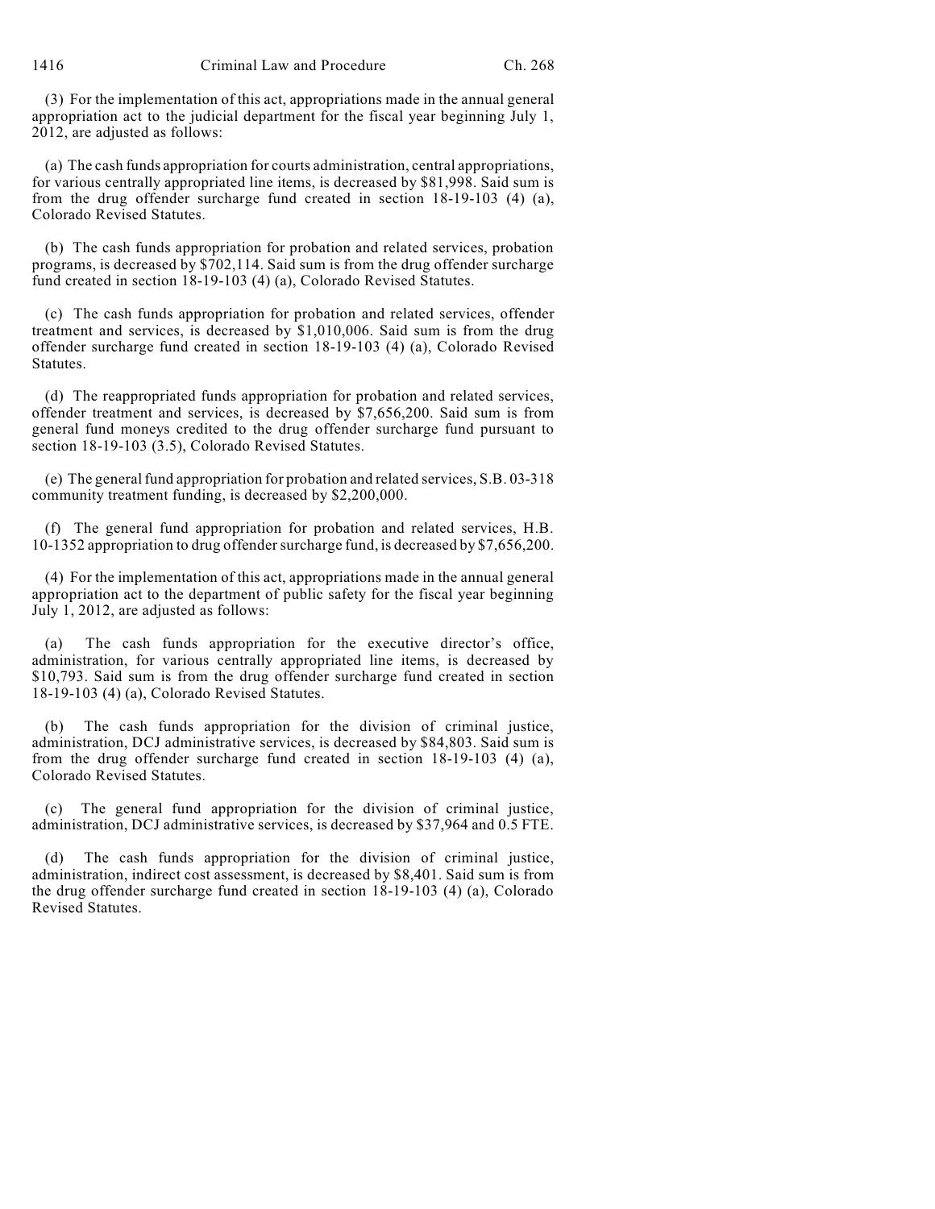(3) For the implementation of this act, appropriations made in the annual general appropriation act to the judicial department for the fiscal year beginning July 1, 2012, are adjusted as follows:

(a) The cash funds appropriation for courts administration, central appropriations, for various centrally appropriated line items, is decreased by $81,998. Said sum is from the drug offender surcharge fund created in section 18-19-103 (4) (a), Colorado Revised Statutes.

(b) The cash funds appropriation for probation and related services, probation programs, is decreased by $702,114. Said sum is from the drug offender surcharge fund created in section 18-19-103 (4) (a), Colorado Revised Statutes.

(c) The cash funds appropriation for probation and related services, offender treatment and services, is decreased by $1,010,006. Said sum is from the drug offender surcharge fund created in section 18-19-103 (4) (a), Colorado Revised Statutes.

(d) The reappropriated funds appropriation for probation and related services, offender treatment and services, is decreased by $7,656,200. Said sum is from general fund moneys credited to the drug offender surcharge fund pursuant to section 18-19-103 (3.5), Colorado Revised Statutes.

(e) The general fund appropriation for probation and related services, S.B. 03-318 community treatment funding, is decreased by $2,200,000.

(f) The general fund appropriation for probation and related services, H.B. 10-1352 appropriation to drug offender surcharge fund, is decreased by $7,656,200.

(4) For the implementation of this act, appropriations made in the annual general appropriation act to the department of public safety for the fiscal year beginning July 1, 2012, are adjusted as follows:

(a) The cash funds appropriation for the executive director's office, administration, for various centrally appropriated line items, is decreased by $10,793. Said sum is from the drug offender surcharge fund created in section 18-19-103 (4) (a), Colorado Revised Statutes.

(b) The cash funds appropriation for the division of criminal justice, administration, DCJ administrative services, is decreased by $84,803. Said sum is from the drug offender surcharge fund created in section 18-19-103 (4) (a), Colorado Revised Statutes.

(c) The general fund appropriation for the division of criminal justice, administration, DCJ administrative services, is decreased by $37,964 and 0.5 FTE.

(d) The cash funds appropriation for the division of criminal justice, administration, indirect cost assessment, is decreased by $8,401. Said sum is from the drug offender surcharge fund created in section 18-19-103 (4) (a), Colorado Revised Statutes.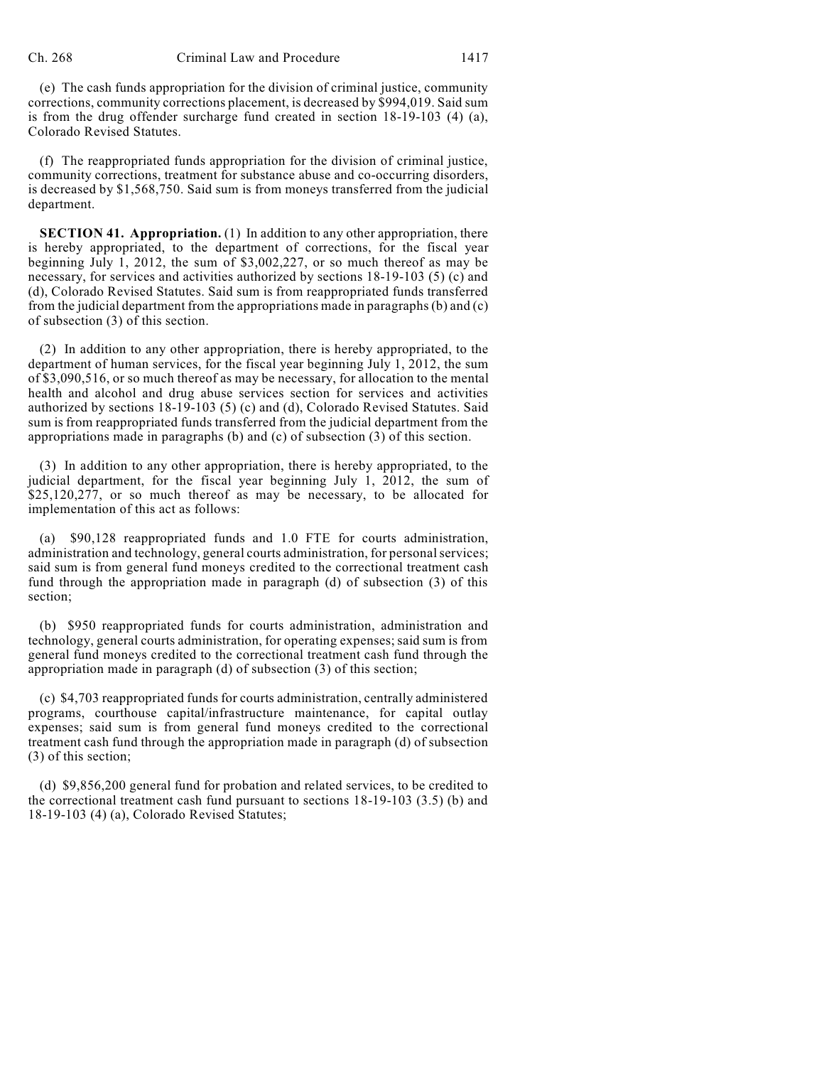(e) The cash funds appropriation for the division of criminal justice, community corrections, community corrections placement, is decreased by $994,019. Said sum is from the drug offender surcharge fund created in section 18-19-103 (4) (a), Colorado Revised Statutes.

(f) The reappropriated funds appropriation for the division of criminal justice, community corrections, treatment for substance abuse and co-occurring disorders, is decreased by $1,568,750. Said sum is from moneys transferred from the judicial department.

**SECTION 41. Appropriation.** (1) In addition to any other appropriation, there is hereby appropriated, to the department of corrections, for the fiscal year beginning July 1, 2012, the sum of $3,002,227, or so much thereof as may be necessary, for services and activities authorized by sections 18-19-103 (5) (c) and (d), Colorado Revised Statutes. Said sum is from reappropriated funds transferred from the judicial department from the appropriations made in paragraphs (b) and (c) of subsection (3) of this section.

(2) In addition to any other appropriation, there is hereby appropriated, to the department of human services, for the fiscal year beginning July 1, 2012, the sum of $3,090,516, or so much thereof as may be necessary, for allocation to the mental health and alcohol and drug abuse services section for services and activities authorized by sections 18-19-103 (5) (c) and (d), Colorado Revised Statutes. Said sum is from reappropriated funds transferred from the judicial department from the appropriations made in paragraphs (b) and (c) of subsection (3) of this section.

(3) In addition to any other appropriation, there is hereby appropriated, to the judicial department, for the fiscal year beginning July 1, 2012, the sum of $25,120,277, or so much thereof as may be necessary, to be allocated for implementation of this act as follows:

(a) $90,128 reappropriated funds and 1.0 FTE for courts administration, administration and technology, general courts administration, for personal services; said sum is from general fund moneys credited to the correctional treatment cash fund through the appropriation made in paragraph (d) of subsection (3) of this section;

(b) $950 reappropriated funds for courts administration, administration and technology, general courts administration, for operating expenses; said sum is from general fund moneys credited to the correctional treatment cash fund through the appropriation made in paragraph (d) of subsection (3) of this section;

(c) $4,703 reappropriated funds for courts administration, centrally administered programs, courthouse capital/infrastructure maintenance, for capital outlay expenses; said sum is from general fund moneys credited to the correctional treatment cash fund through the appropriation made in paragraph (d) of subsection (3) of this section;

(d) $9,856,200 general fund for probation and related services, to be credited to the correctional treatment cash fund pursuant to sections 18-19-103 (3.5) (b) and 18-19-103 (4) (a), Colorado Revised Statutes;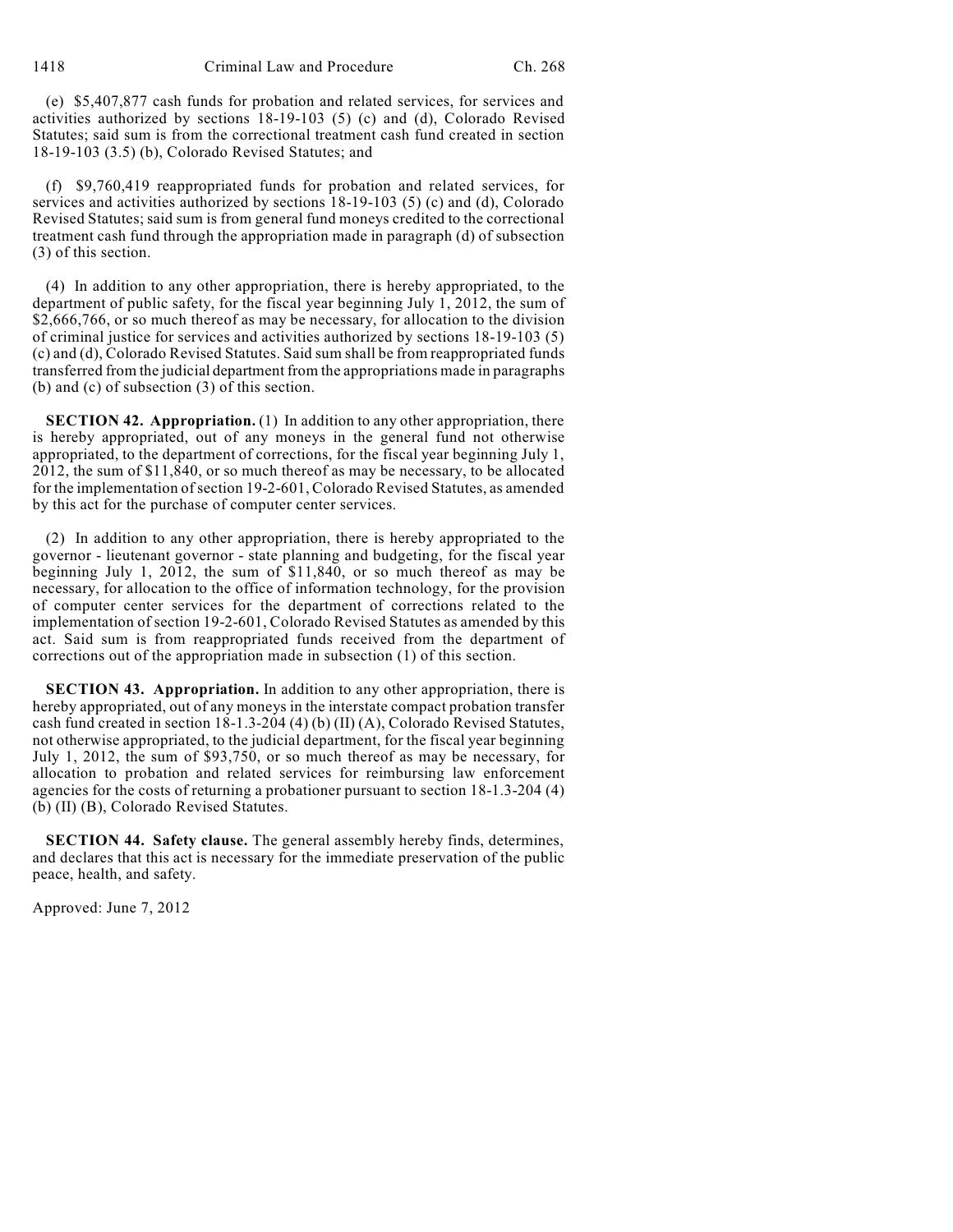(e) $5,407,877 cash funds for probation and related services, for services and activities authorized by sections 18-19-103 (5) (c) and (d), Colorado Revised Statutes; said sum is from the correctional treatment cash fund created in section 18-19-103 (3.5) (b), Colorado Revised Statutes; and

(f) $9,760,419 reappropriated funds for probation and related services, for services and activities authorized by sections 18-19-103 (5) (c) and (d), Colorado Revised Statutes; said sum is from general fund moneys credited to the correctional treatment cash fund through the appropriation made in paragraph (d) of subsection (3) of this section.

(4) In addition to any other appropriation, there is hereby appropriated, to the department of public safety, for the fiscal year beginning July 1, 2012, the sum of $2,666,766, or so much thereof as may be necessary, for allocation to the division of criminal justice for services and activities authorized by sections 18-19-103 (5) (c) and (d), Colorado Revised Statutes. Said sum shall be from reappropriated funds transferred from the judicial department from the appropriations made in paragraphs (b) and (c) of subsection (3) of this section.

**SECTION 42. Appropriation.** (1) In addition to any other appropriation, there is hereby appropriated, out of any moneys in the general fund not otherwise appropriated, to the department of corrections, for the fiscal year beginning July 1, 2012, the sum of $11,840, or so much thereof as may be necessary, to be allocated for the implementation of section 19-2-601, Colorado Revised Statutes, as amended by this act for the purchase of computer center services.

(2) In addition to any other appropriation, there is hereby appropriated to the governor - lieutenant governor - state planning and budgeting, for the fiscal year beginning July 1, 2012, the sum of $11,840, or so much thereof as may be necessary, for allocation to the office of information technology, for the provision of computer center services for the department of corrections related to the implementation of section 19-2-601, Colorado Revised Statutes as amended by this act. Said sum is from reappropriated funds received from the department of corrections out of the appropriation made in subsection (1) of this section.

**SECTION 43. Appropriation.** In addition to any other appropriation, there is hereby appropriated, out of any moneys in the interstate compact probation transfer cash fund created in section 18-1.3-204 (4) (b) (II) (A), Colorado Revised Statutes, not otherwise appropriated, to the judicial department, for the fiscal year beginning July 1, 2012, the sum of $93,750, or so much thereof as may be necessary, for allocation to probation and related services for reimbursing law enforcement agencies for the costs of returning a probationer pursuant to section 18-1.3-204 (4) (b) (II) (B), Colorado Revised Statutes.

**SECTION 44. Safety clause.** The general assembly hereby finds, determines, and declares that this act is necessary for the immediate preservation of the public peace, health, and safety.

Approved: June 7, 2012